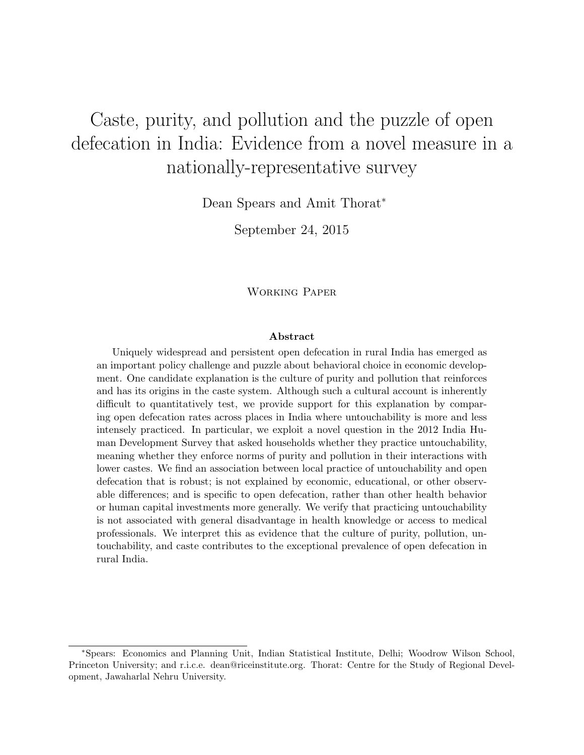# Caste, purity, and pollution and the puzzle of open defecation in India: Evidence from a novel measure in a nationally-representative survey

Dean Spears and Amit Thorat*

September 24, 2015

Working Paper

### Abstract

Uniquely widespread and persistent open defecation in rural India has emerged as an important policy challenge and puzzle about behavioral choice in economic development. One candidate explanation is the culture of purity and pollution that reinforces and has its origins in the caste system. Although such a cultural account is inherently difficult to quantitatively test, we provide support for this explanation by comparing open defecation rates across places in India where untouchability is more and less intensely practiced. In particular, we exploit a novel question in the 2012 India Human Development Survey that asked households whether they practice untouchability, meaning whether they enforce norms of purity and pollution in their interactions with lower castes. We find an association between local practice of untouchability and open defecation that is robust; is not explained by economic, educational, or other observable differences; and is specific to open defecation, rather than other health behavior or human capital investments more generally. We verify that practicing untouchability is not associated with general disadvantage in health knowledge or access to medical professionals. We interpret this as evidence that the culture of purity, pollution, untouchability, and caste contributes to the exceptional prevalence of open defecation in rural India.

---

*Spears: Economics and Planning Unit, Indian Statistical Institute, Delhi; Woodrow Wilson School, Princeton University; and r.i.c.e. dean@riceinstitute.org. Thorat: Centre for the Study of Regional Development, Jawaharlal Nehru University.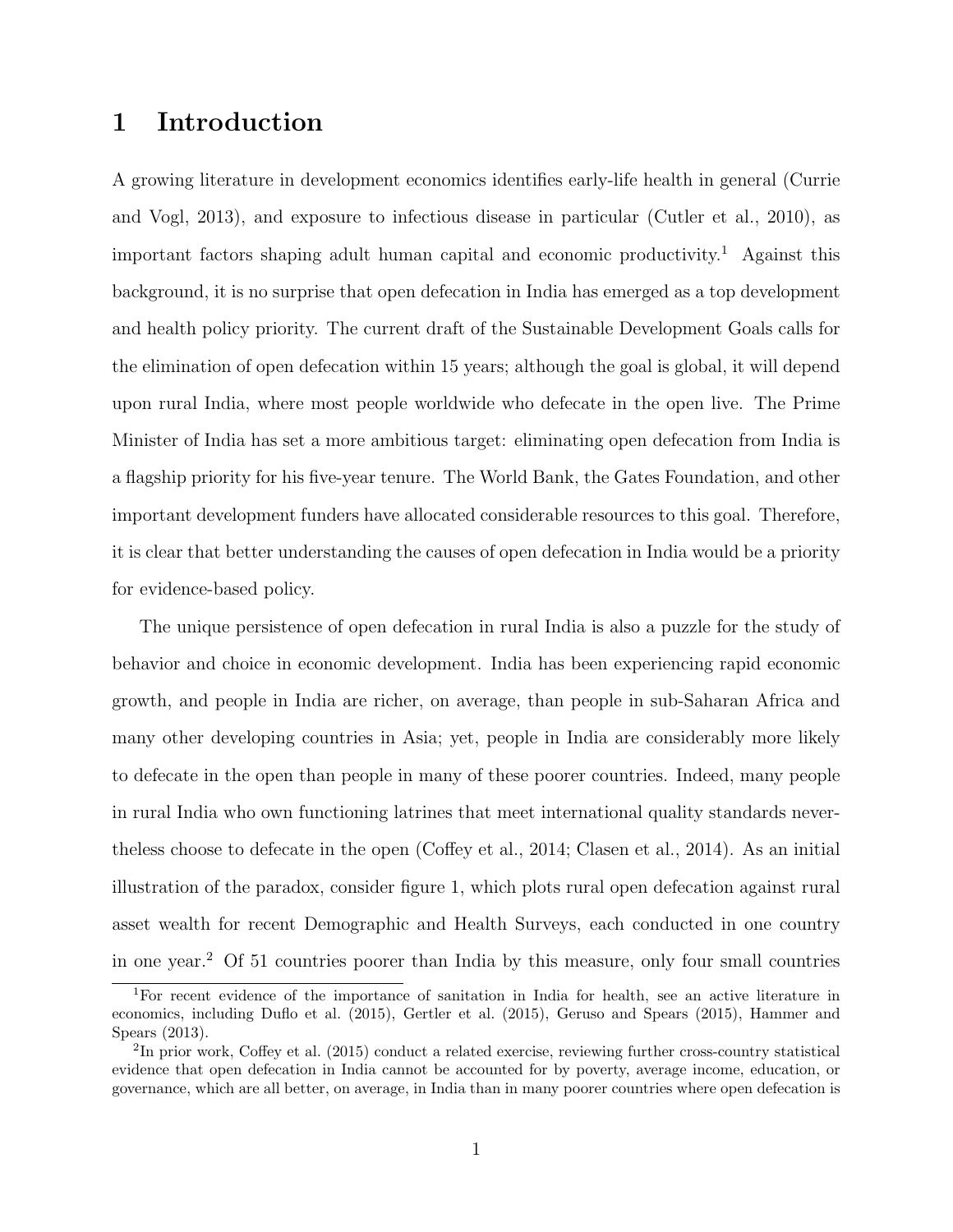# 1 Introduction

A growing literature in development economics identifies early-life health in general (Currie and Vogl, 2013), and exposure to infectious disease in particular (Cutler et al., 2010), as important factors shaping adult human capital and economic productivity.[1] Against this background, it is no surprise that open defecation in India has emerged as a top development and health policy priority. The current draft of the Sustainable Development Goals calls for the elimination of open defecation within 15 years; although the goal is global, it will depend upon rural India, where most people worldwide who defecate in the open live. The Prime Minister of India has set a more ambitious target: eliminating open defecation from India is a flagship priority for his five-year tenure. The World Bank, the Gates Foundation, and other important development funders have allocated considerable resources to this goal. Therefore, it is clear that better understanding the causes of open defecation in India would be a priority for evidence-based policy.

The unique persistence of open defecation in rural India is also a puzzle for the study of behavior and choice in economic development. India has been experiencing rapid economic growth, and people in India are richer, on average, than people in sub-Saharan Africa and many other developing countries in Asia; yet, people in India are considerably more likely to defecate in the open than people in many of these poorer countries. Indeed, many people in rural India who own functioning latrines that meet international quality standards nevertheless choose to defecate in the open (Coffey et al., 2014; Clasen et al., 2014). As an initial illustration of the paradox, consider figure 1, which plots rural open defecation against rural asset wealth for recent Demographic and Health Surveys, each conducted in one country in one year.[2] Of 51 countries poorer than India by this measure, only four small countries

[1] For recent evidence of the importance of sanitation in India for health, see an active literature in economics, including Duflo et al. (2015), Gertler et al. (2015), Geruso and Spears (2015), Hammer and Spears (2013).

[2] In prior work, Coffey et al. (2015) conduct a related exercise, reviewing further cross-country statistical evidence that open defecation in India cannot be accounted for by poverty, average income, education, or governance, which are all better, on average, in India than in many poorer countries where open defecation is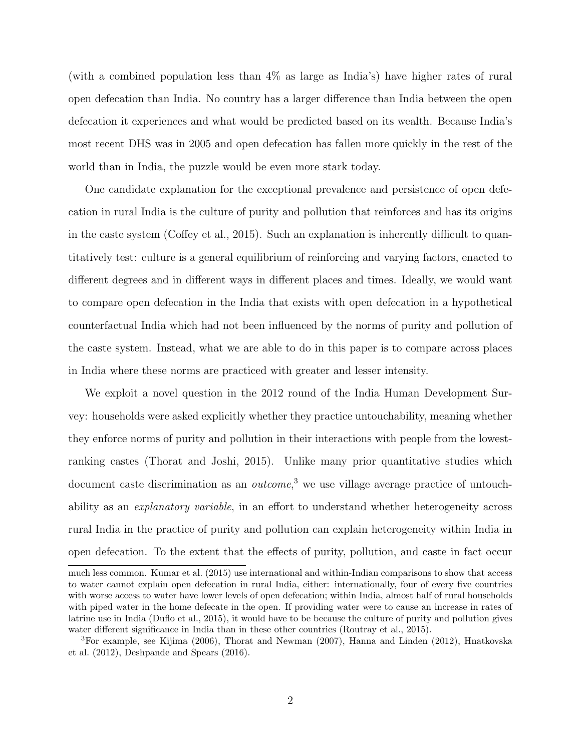(with a combined population less than 4% as large as India's) have higher rates of rural open defecation than India. No country has a larger difference than India between the open defecation it experiences and what would be predicted based on its wealth. Because India's most recent DHS was in 2005 and open defecation has fallen more quickly in the rest of the world than in India, the puzzle would be even more stark today.

One candidate explanation for the exceptional prevalence and persistence of open defecation in rural India is the culture of purity and pollution that reinforces and has its origins in the caste system (Coffey et al., 2015). Such an explanation is inherently difficult to quantitatively test: culture is a general equilibrium of reinforcing and varying factors, enacted to different degrees and in different ways in different places and times. Ideally, we would want to compare open defecation in the India that exists with open defecation in a hypothetical counterfactual India which had not been influenced by the norms of purity and pollution of the caste system. Instead, what we are able to do in this paper is to compare across places in India where these norms are practiced with greater and lesser intensity.

We exploit a novel question in the 2012 round of the India Human Development Survey: households were asked explicitly whether they practice untouchability, meaning whether they enforce norms of purity and pollution in their interactions with people from the lowest-ranking castes (Thorat and Joshi, 2015). Unlike many prior quantitative studies which document caste discrimination as an *outcome*,[3] we use village average practice of untouchability as an *explanatory variable*, in an effort to understand whether heterogeneity across rural India in the practice of purity and pollution can explain heterogeneity within India in open defecation. To the extent that the effects of purity, pollution, and caste in fact occur

much less common. Kumar et al. (2015) use international and within-Indian comparisons to show that access to water cannot explain open defecation in rural India, either: internationally, four of every five countries with worse access to water have lower levels of open defecation; within India, almost half of rural households with piped water in the home defecate in the open. If providing water were to cause an increase in rates of latrine use in India (Duflo et al., 2015), it would have to be because the culture of purity and pollution gives water different significance in India than in these other countries (Routray et al., 2015).

[3] For example, see Kijima (2006), Thorat and Newman (2007), Hanna and Linden (2012), Hnatkovska et al. (2012), Deshpande and Spears (2016).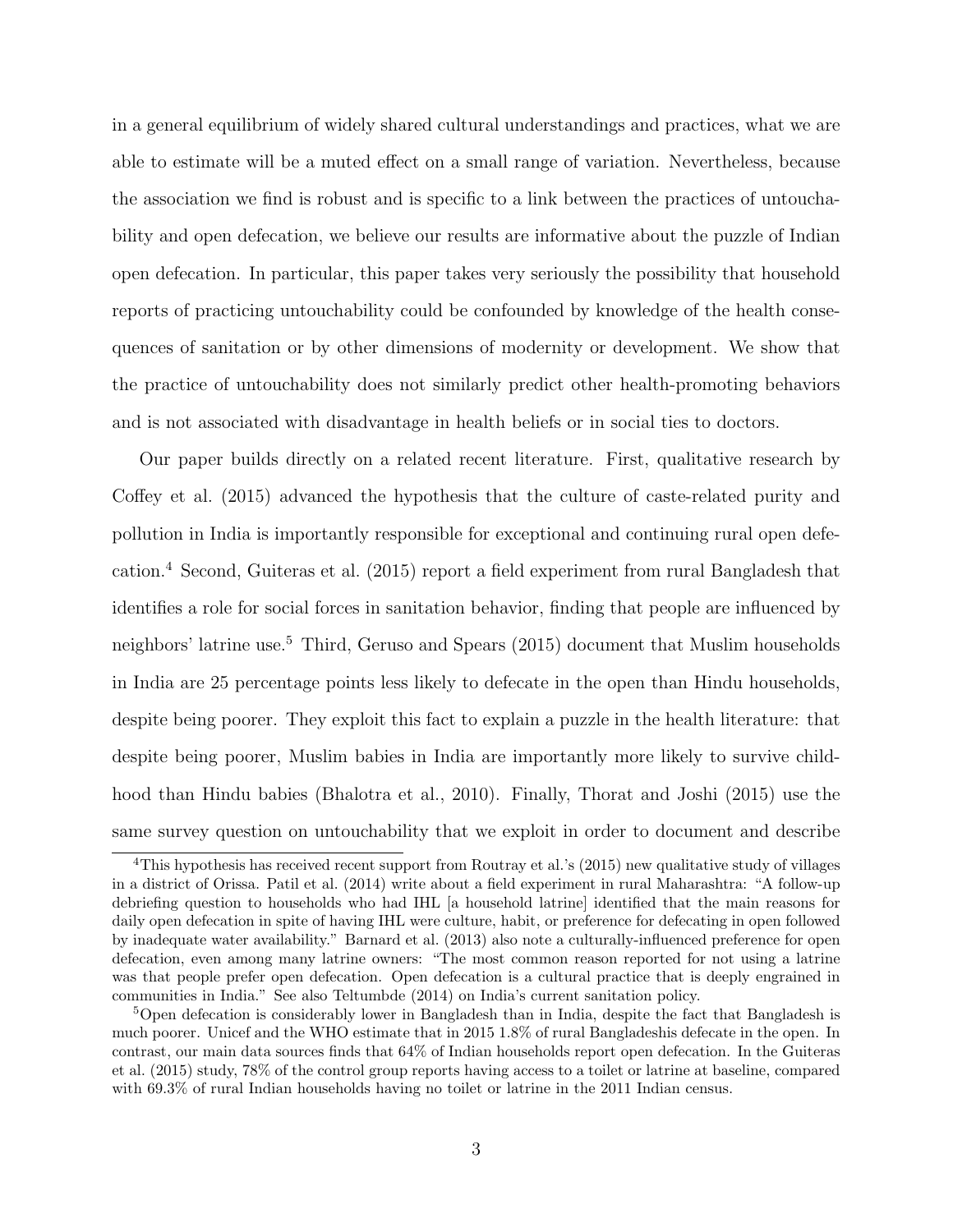in a general equilibrium of widely shared cultural understandings and practices, what we are able to estimate will be a muted effect on a small range of variation. Nevertheless, because the association we find is robust and is specific to a link between the practices of untouchability and open defecation, we believe our results are informative about the puzzle of Indian open defecation. In particular, this paper takes very seriously the possibility that household reports of practicing untouchability could be confounded by knowledge of the health consequences of sanitation or by other dimensions of modernity or development. We show that the practice of untouchability does not similarly predict other health-promoting behaviors and is not associated with disadvantage in health beliefs or in social ties to doctors.

Our paper builds directly on a related recent literature. First, qualitative research by Coffey et al. (2015) advanced the hypothesis that the culture of caste-related purity and pollution in India is importantly responsible for exceptional and continuing rural open defecation.[4] Second, Guiteras et al. (2015) report a field experiment from rural Bangladesh that identifies a role for social forces in sanitation behavior, finding that people are influenced by neighbors' latrine use.[5] Third, Geruso and Spears (2015) document that Muslim households in India are 25 percentage points less likely to defecate in the open than Hindu households, despite being poorer. They exploit this fact to explain a puzzle in the health literature: that despite being poorer, Muslim babies in India are importantly more likely to survive childhood than Hindu babies (Bhalotra et al., 2010). Finally, Thorat and Joshi (2015) use the same survey question on untouchability that we exploit in order to document and describe

[4] This hypothesis has received recent support from Routray et al.'s (2015) new qualitative study of villages in a district of Orissa. Patil et al. (2014) write about a field experiment in rural Maharashtra: "A follow-up debriefing question to households who had IHL [a household latrine] identified that the main reasons for daily open defecation in spite of having IHL were culture, habit, or preference for defecating in open followed by inadequate water availability." Barnard et al. (2013) also note a culturally-influenced preference for open defecation, even among many latrine owners: "The most common reason reported for not using a latrine was that people prefer open defecation. Open defecation is a cultural practice that is deeply engrained in communities in India." See also Teltumbde (2014) on India's current sanitation policy.

[5] Open defecation is considerably lower in Bangladesh than in India, despite the fact that Bangladesh is much poorer. Unicef and the WHO estimate that in 2015 1.8% of rural Bangladeshis defecate in the open. In contrast, our main data sources finds that 64% of Indian households report open defecation. In the Guiteras et al. (2015) study, 78% of the control group reports having access to a toilet or latrine at baseline, compared with 69.3% of rural Indian households having no toilet or latrine in the 2011 Indian census.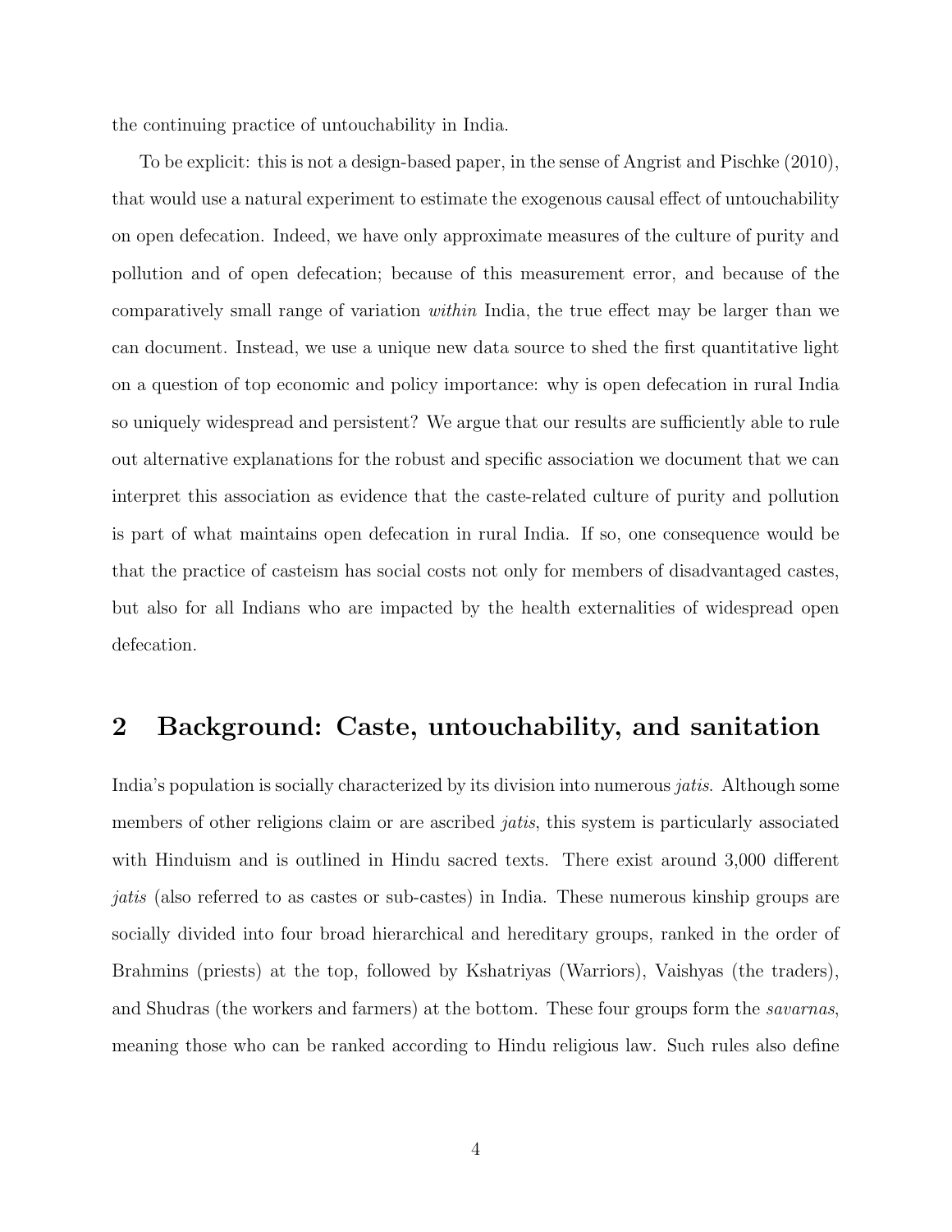the continuing practice of untouchability in India.

To be explicit: this is not a design-based paper, in the sense of Angrist and Pischke (2010), that would use a natural experiment to estimate the exogenous causal effect of untouchability on open defecation. Indeed, we have only approximate measures of the culture of purity and pollution and of open defecation; because of this measurement error, and because of the comparatively small range of variation *within* India, the true effect may be larger than we can document. Instead, we use a unique new data source to shed the first quantitative light on a question of top economic and policy importance: why is open defecation in rural India so uniquely widespread and persistent? We argue that our results are sufficiently able to rule out alternative explanations for the robust and specific association we document that we can interpret this association as evidence that the caste-related culture of purity and pollution is part of what maintains open defecation in rural India. If so, one consequence would be that the practice of casteism has social costs not only for members of disadvantaged castes, but also for all Indians who are impacted by the health externalities of widespread open defecation.

## 2 Background: Caste, untouchability, and sanitation

India's population is socially characterized by its division into numerous *jatis*. Although some members of other religions claim or are ascribed *jatis*, this system is particularly associated with Hinduism and is outlined in Hindu sacred texts. There exist around 3,000 different *jatis* (also referred to as castes or sub-castes) in India. These numerous kinship groups are socially divided into four broad hierarchical and hereditary groups, ranked in the order of Brahmins (priests) at the top, followed by Kshatriyas (Warriors), Vaishyas (the traders), and Shudras (the workers and farmers) at the bottom. These four groups form the *savarnas*, meaning those who can be ranked according to Hindu religious law. Such rules also define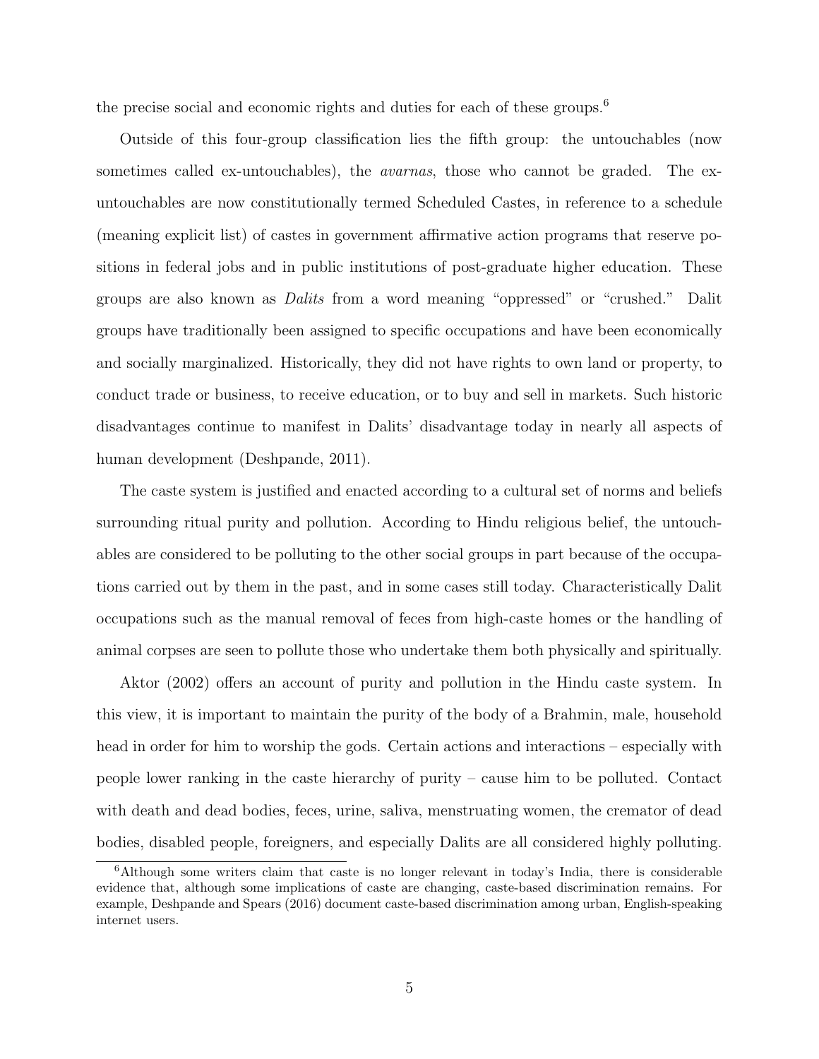the precise social and economic rights and duties for each of these groups.[6]

Outside of this four-group classification lies the fifth group: the untouchables (now sometimes called ex-untouchables), the *avarnas*, those who cannot be graded. The ex-untouchables are now constitutionally termed Scheduled Castes, in reference to a schedule (meaning explicit list) of castes in government affirmative action programs that reserve positions in federal jobs and in public institutions of post-graduate higher education. These groups are also known as *Dalits* from a word meaning "oppressed" or "crushed." Dalit groups have traditionally been assigned to specific occupations and have been economically and socially marginalized. Historically, they did not have rights to own land or property, to conduct trade or business, to receive education, or to buy and sell in markets. Such historic disadvantages continue to manifest in Dalits' disadvantage today in nearly all aspects of human development (Deshpande, 2011).

The caste system is justified and enacted according to a cultural set of norms and beliefs surrounding ritual purity and pollution. According to Hindu religious belief, the untouchables are considered to be polluting to the other social groups in part because of the occupations carried out by them in the past, and in some cases still today. Characteristically Dalit occupations such as the manual removal of feces from high-caste homes or the handling of animal corpses are seen to pollute those who undertake them both physically and spiritually.

Aktor (2002) offers an account of purity and pollution in the Hindu caste system. In this view, it is important to maintain the purity of the body of a Brahmin, male, household head in order for him to worship the gods. Certain actions and interactions – especially with people lower ranking in the caste hierarchy of purity – cause him to be polluted. Contact with death and dead bodies, feces, urine, saliva, menstruating women, the cremator of dead bodies, disabled people, foreigners, and especially Dalits are all considered highly polluting.

[6]Although some writers claim that caste is no longer relevant in today's India, there is considerable evidence that, although some implications of caste are changing, caste-based discrimination remains. For example, Deshpande and Spears (2016) document caste-based discrimination among urban, English-speaking internet users.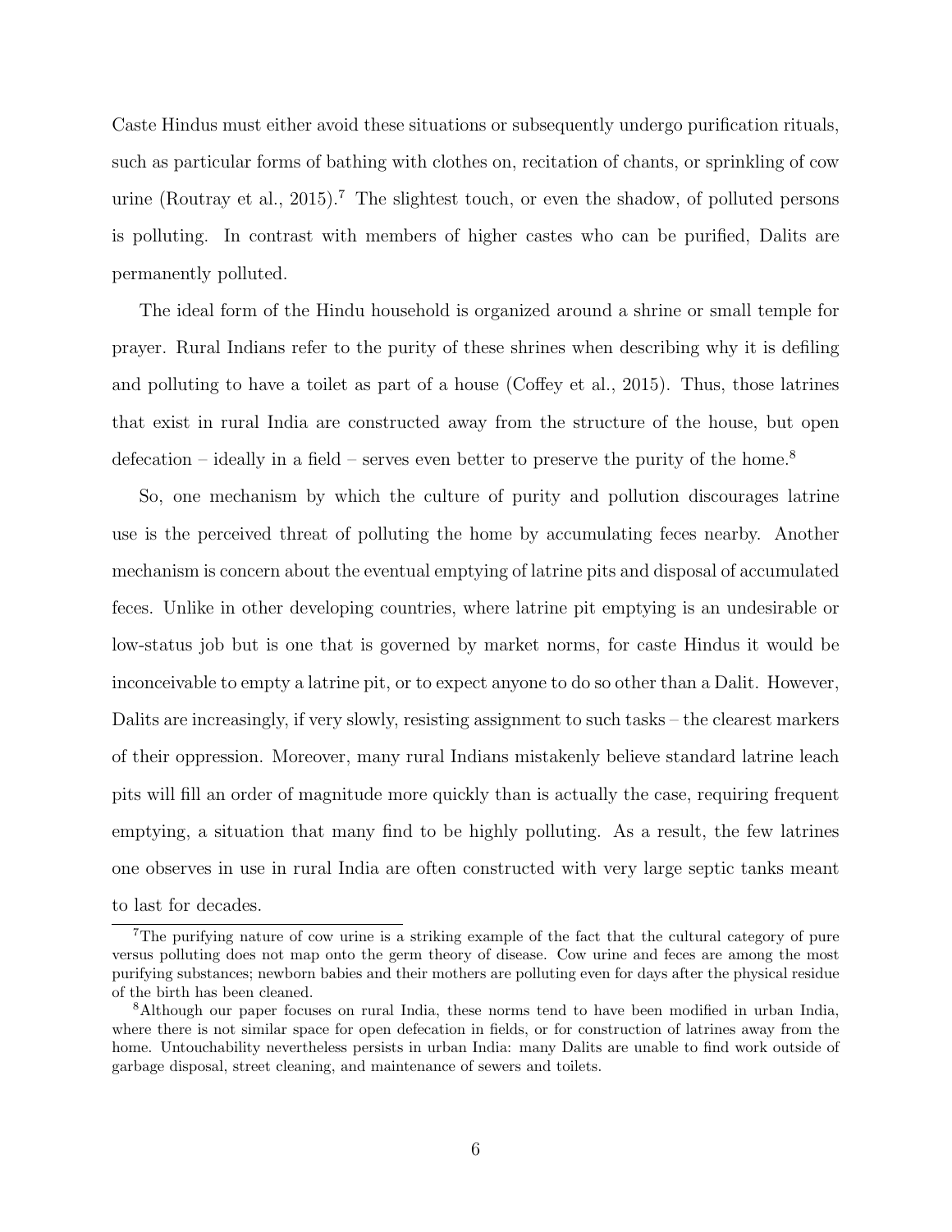Caste Hindus must either avoid these situations or subsequently undergo purification rituals, such as particular forms of bathing with clothes on, recitation of chants, or sprinkling of cow urine (Routray et al., 2015).[7] The slightest touch, or even the shadow, of polluted persons is polluting. In contrast with members of higher castes who can be purified, Dalits are permanently polluted.

The ideal form of the Hindu household is organized around a shrine or small temple for prayer. Rural Indians refer to the purity of these shrines when describing why it is defiling and polluting to have a toilet as part of a house (Coffey et al., 2015). Thus, those latrines that exist in rural India are constructed away from the structure of the house, but open defecation – ideally in a field – serves even better to preserve the purity of the home.[8]

So, one mechanism by which the culture of purity and pollution discourages latrine use is the perceived threat of polluting the home by accumulating feces nearby. Another mechanism is concern about the eventual emptying of latrine pits and disposal of accumulated feces. Unlike in other developing countries, where latrine pit emptying is an undesirable or low-status job but is one that is governed by market norms, for caste Hindus it would be inconceivable to empty a latrine pit, or to expect anyone to do so other than a Dalit. However, Dalits are increasingly, if very slowly, resisting assignment to such tasks – the clearest markers of their oppression. Moreover, many rural Indians mistakenly believe standard latrine leach pits will fill an order of magnitude more quickly than is actually the case, requiring frequent emptying, a situation that many find to be highly polluting. As a result, the few latrines one observes in use in rural India are often constructed with very large septic tanks meant to last for decades.

[7] The purifying nature of cow urine is a striking example of the fact that the cultural category of pure versus polluting does not map onto the germ theory of disease. Cow urine and feces are among the most purifying substances; newborn babies and their mothers are polluting even for days after the physical residue of the birth has been cleaned.

[8] Although our paper focuses on rural India, these norms tend to have been modified in urban India, where there is not similar space for open defecation in fields, or for construction of latrines away from the home. Untouchability nevertheless persists in urban India: many Dalits are unable to find work outside of garbage disposal, street cleaning, and maintenance of sewers and toilets.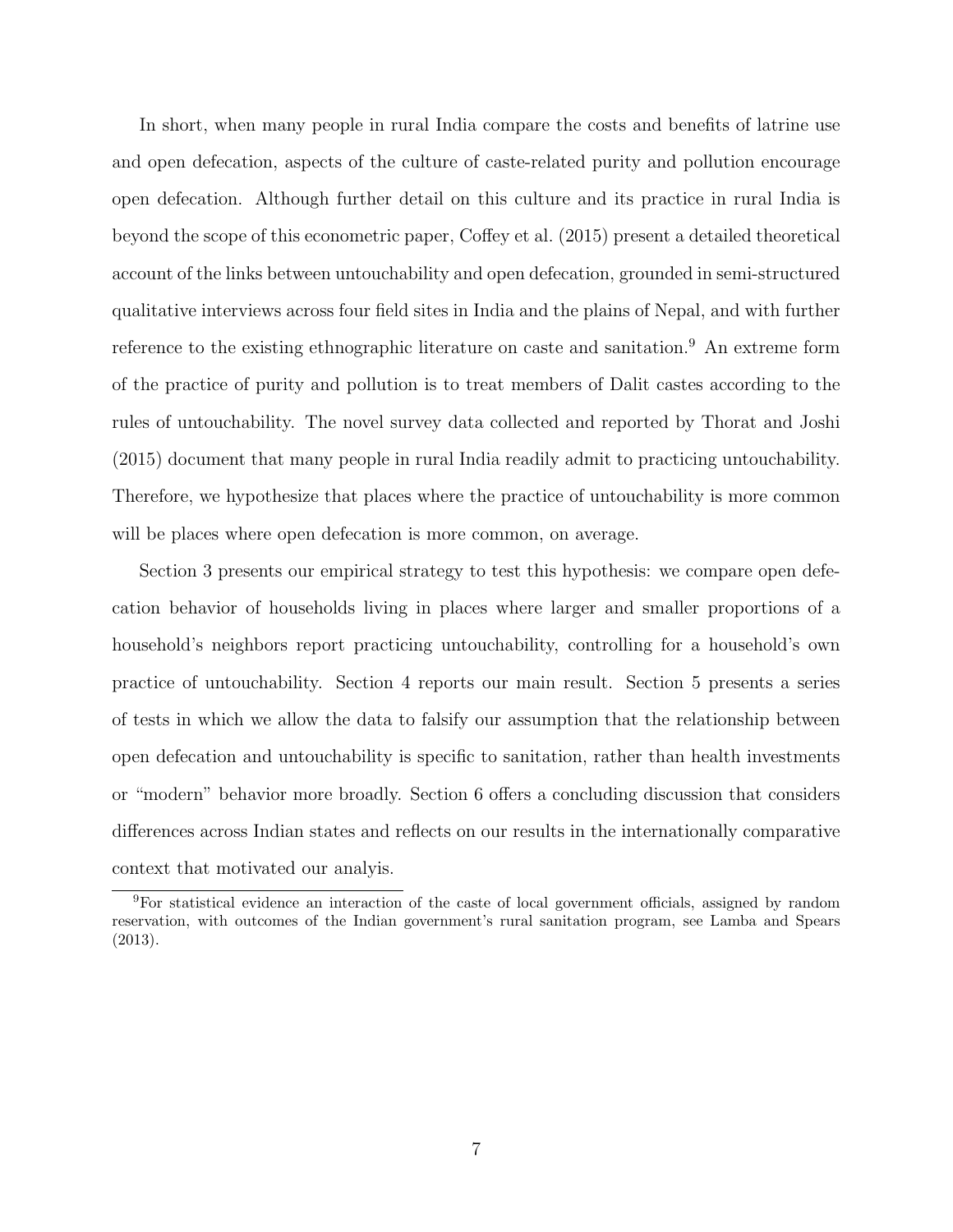In short, when many people in rural India compare the costs and benefits of latrine use and open defecation, aspects of the culture of caste-related purity and pollution encourage open defecation. Although further detail on this culture and its practice in rural India is beyond the scope of this econometric paper, Coffey et al. (2015) present a detailed theoretical account of the links between untouchability and open defecation, grounded in semi-structured qualitative interviews across four field sites in India and the plains of Nepal, and with further reference to the existing ethnographic literature on caste and sanitation.[9] An extreme form of the practice of purity and pollution is to treat members of Dalit castes according to the rules of untouchability. The novel survey data collected and reported by Thorat and Joshi (2015) document that many people in rural India readily admit to practicing untouchability. Therefore, we hypothesize that places where the practice of untouchability is more common will be places where open defecation is more common, on average.

Section 3 presents our empirical strategy to test this hypothesis: we compare open defecation behavior of households living in places where larger and smaller proportions of a household's neighbors report practicing untouchability, controlling for a household's own practice of untouchability. Section 4 reports our main result. Section 5 presents a series of tests in which we allow the data to falsify our assumption that the relationship between open defecation and untouchability is specific to sanitation, rather than health investments or "modern" behavior more broadly. Section 6 offers a concluding discussion that considers differences across Indian states and reflects on our results in the internationally comparative context that motivated our analyis.

[9] For statistical evidence an interaction of the caste of local government officials, assigned by random reservation, with outcomes of the Indian government's rural sanitation program, see Lamba and Spears (2013).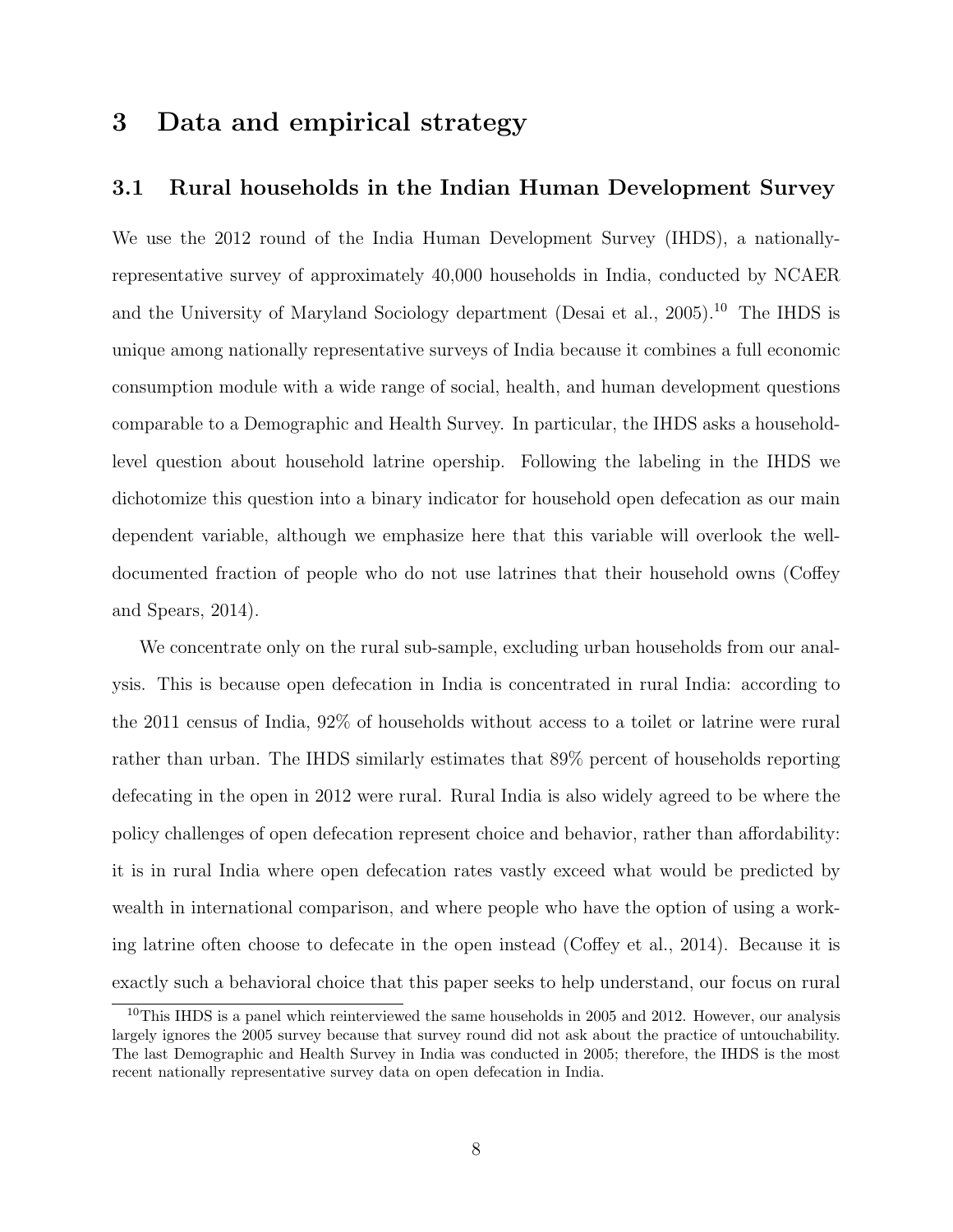# 3 Data and empirical strategy

## 3.1 Rural households in the Indian Human Development Survey

We use the 2012 round of the India Human Development Survey (IHDS), a nationally-representative survey of approximately 40,000 households in India, conducted by NCAER and the University of Maryland Sociology department (Desai et al., 2005).[10] The IHDS is unique among nationally representative surveys of India because it combines a full economic consumption module with a wide range of social, health, and human development questions comparable to a Demographic and Health Survey. In particular, the IHDS asks a household-level question about household latrine opership. Following the labeling in the IHDS we dichotomize this question into a binary indicator for household open defecation as our main dependent variable, although we emphasize here that this variable will overlook the well-documented fraction of people who do not use latrines that their household owns (Coffey and Spears, 2014).

We concentrate only on the rural sub-sample, excluding urban households from our analysis. This is because open defecation in India is concentrated in rural India: according to the 2011 census of India, 92% of households without access to a toilet or latrine were rural rather than urban. The IHDS similarly estimates that 89% percent of households reporting defecating in the open in 2012 were rural. Rural India is also widely agreed to be where the policy challenges of open defecation represent choice and behavior, rather than affordability: it is in rural India where open defecation rates vastly exceed what would be predicted by wealth in international comparison, and where people who have the option of using a working latrine often choose to defecate in the open instead (Coffey et al., 2014). Because it is exactly such a behavioral choice that this paper seeks to help understand, our focus on rural

[10] This IHDS is a panel which reinterviewed the same households in 2005 and 2012. However, our analysis largely ignores the 2005 survey because that survey round did not ask about the practice of untouchability. The last Demographic and Health Survey in India was conducted in 2005; therefore, the IHDS is the most recent nationally representative survey data on open defecation in India.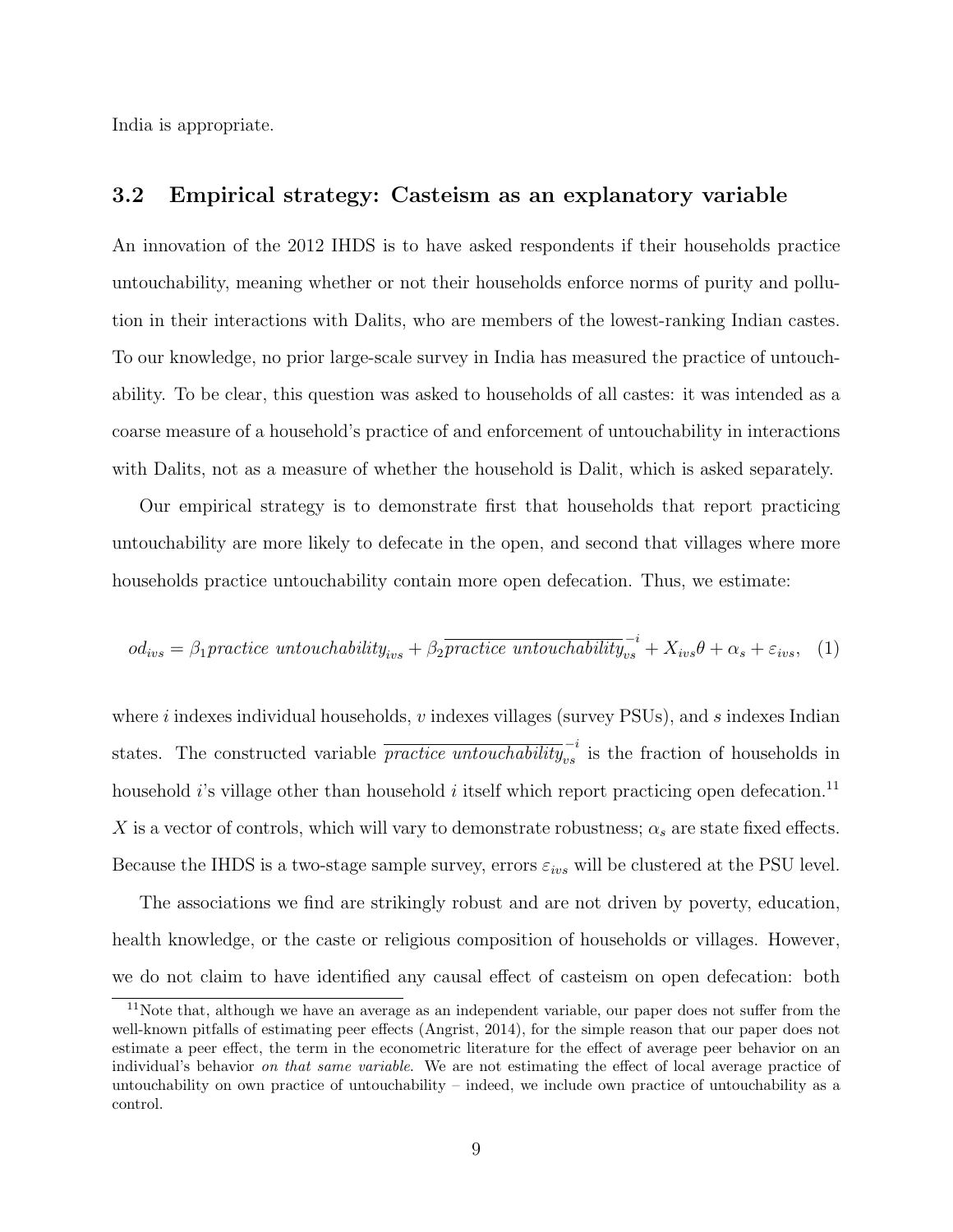India is appropriate.

### 3.2 Empirical strategy: Casteism as an explanatory variable

An innovation of the 2012 IHDS is to have asked respondents if their households practice untouchability, meaning whether or not their households enforce norms of purity and pollution in their interactions with Dalits, who are members of the lowest-ranking Indian castes. To our knowledge, no prior large-scale survey in India has measured the practice of untouchability. To be clear, this question was asked to households of all castes: it was intended as a coarse measure of a household's practice of and enforcement of untouchability in interactions with Dalits, not as a measure of whether the household is Dalit, which is asked separately.

Our empirical strategy is to demonstrate first that households that report practicing untouchability are more likely to defecate in the open, and second that villages where more households practice untouchability contain more open defecation. Thus, we estimate:

$$od_{ivs} = \beta_1 practice\ untouchability_{ivs} + \beta_2 \overline{practice\ untouchability}_{vs}^{-i} + X_{ivs}\theta + \alpha_s + \varepsilon_{ivs}, \quad (1)$$

where $i$ indexes individual households, $v$ indexes villages (survey PSUs), and $s$ indexes Indian states. The constructed variable $\overline{practice\ untouchability}_{vs}^{-i}$ is the fraction of households in household $i$'s village other than household $i$ itself which report practicing open defecation.[11] $X$ is a vector of controls, which will vary to demonstrate robustness; $\alpha_s$ are state fixed effects. Because the IHDS is a two-stage sample survey, errors $\varepsilon_{ivs}$ will be clustered at the PSU level.

The associations we find are strikingly robust and are not driven by poverty, education, health knowledge, or the caste or religious composition of households or villages. However, we do not claim to have identified any causal effect of casteism on open defecation: both

[11] Note that, although we have an average as an independent variable, our paper does not suffer from the well-known pitfalls of estimating peer effects (Angrist, 2014), for the simple reason that our paper does not estimate a peer effect, the term in the econometric literature for the effect of average peer behavior on an individual's behavior *on that same variable*. We are not estimating the effect of local average practice of untouchability on own practice of untouchability – indeed, we include own practice of untouchability as a control.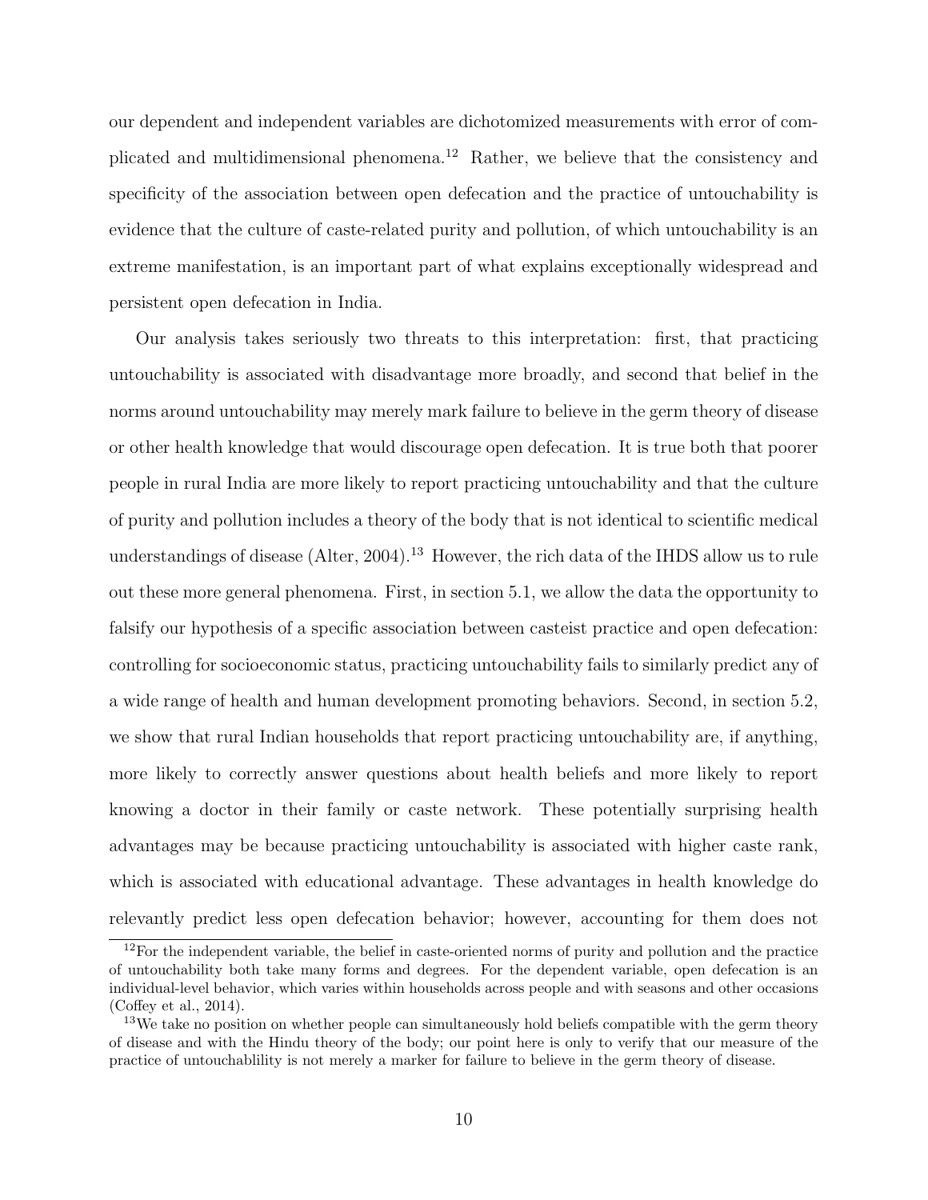our dependent and independent variables are dichotomized measurements with error of complicated and multidimensional phenomena.[12] Rather, we believe that the consistency and specificity of the association between open defecation and the practice of untouchability is evidence that the culture of caste-related purity and pollution, of which untouchability is an extreme manifestation, is an important part of what explains exceptionally widespread and persistent open defecation in India.

Our analysis takes seriously two threats to this interpretation: first, that practicing untouchability is associated with disadvantage more broadly, and second that belief in the norms around untouchability may merely mark failure to believe in the germ theory of disease or other health knowledge that would discourage open defecation. It is true both that poorer people in rural India are more likely to report practicing untouchability and that the culture of purity and pollution includes a theory of the body that is not identical to scientific medical understandings of disease (Alter, 2004).[13] However, the rich data of the IHDS allow us to rule out these more general phenomena. First, in section 5.1, we allow the data the opportunity to falsify our hypothesis of a specific association between casteist practice and open defecation: controlling for socioeconomic status, practicing untouchability fails to similarly predict any of a wide range of health and human development promoting behaviors. Second, in section 5.2, we show that rural Indian households that report practicing untouchability are, if anything, more likely to correctly answer questions about health beliefs and more likely to report knowing a doctor in their family or caste network. These potentially surprising health advantages may be because practicing untouchability is associated with higher caste rank, which is associated with educational advantage. These advantages in health knowledge do relevantly predict less open defecation behavior; however, accounting for them does not

[12] For the independent variable, the belief in caste-oriented norms of purity and pollution and the practice of untouchability both take many forms and degrees. For the dependent variable, open defecation is an individual-level behavior, which varies within households across people and with seasons and other occasions (Coffey et al., 2014).

[13] We take no position on whether people can simultaneously hold beliefs compatible with the germ theory of disease and with the Hindu theory of the body; our point here is only to verify that our measure of the practice of untouchablility is not merely a marker for failure to believe in the germ theory of disease.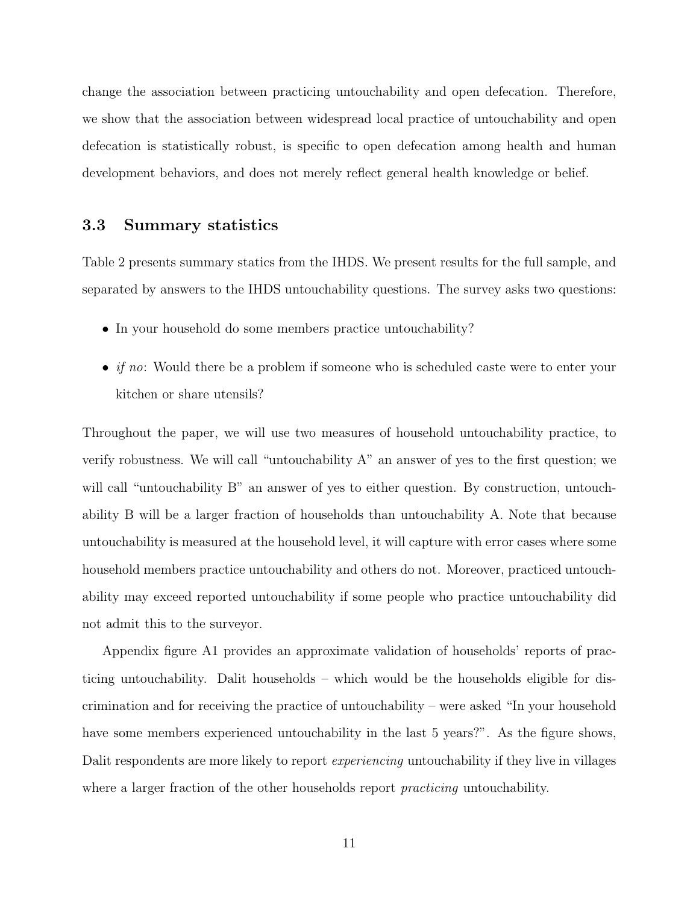change the association between practicing untouchability and open defecation. Therefore, we show that the association between widespread local practice of untouchability and open defecation is statistically robust, is specific to open defecation among health and human development behaviors, and does not merely reflect general health knowledge or belief.

### 3.3 Summary statistics

Table 2 presents summary statics from the IHDS. We present results for the full sample, and separated by answers to the IHDS untouchability questions. The survey asks two questions:

- In your household do some members practice untouchability?
- *if no*: Would there be a problem if someone who is scheduled caste were to enter your kitchen or share utensils?

Throughout the paper, we will use two measures of household untouchability practice, to verify robustness. We will call "untouchability A" an answer of yes to the first question; we will call "untouchability B" an answer of yes to either question. By construction, untouchability B will be a larger fraction of households than untouchability A. Note that because untouchability is measured at the household level, it will capture with error cases where some household members practice untouchability and others do not. Moreover, practiced untouchability may exceed reported untouchability if some people who practice untouchability did not admit this to the surveyor.

Appendix figure A1 provides an approximate validation of households' reports of practicing untouchability. Dalit households – which would be the households eligible for discrimination and for receiving the practice of untouchability – were asked "In your household have some members experienced untouchability in the last 5 years?". As the figure shows, Dalit respondents are more likely to report *experiencing* untouchability if they live in villages where a larger fraction of the other households report *practicing* untouchability.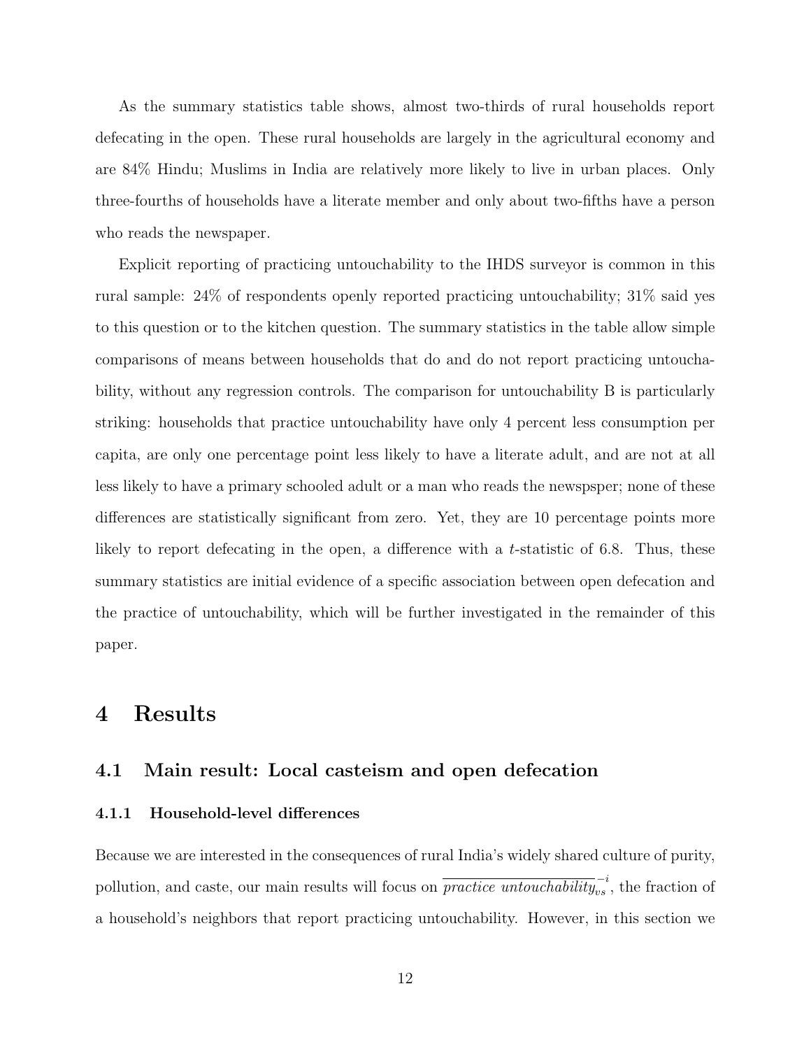As the summary statistics table shows, almost two-thirds of rural households report defecating in the open. These rural households are largely in the agricultural economy and are 84% Hindu; Muslims in India are relatively more likely to live in urban places. Only three-fourths of households have a literate member and only about two-fifths have a person who reads the newspaper.

Explicit reporting of practicing untouchability to the IHDS surveyor is common in this rural sample: 24% of respondents openly reported practicing untouchability; 31% said yes to this question or to the kitchen question. The summary statistics in the table allow simple comparisons of means between households that do and do not report practicing untouchability, without any regression controls. The comparison for untouchability B is particularly striking: households that practice untouchability have only 4 percent less consumption per capita, are only one percentage point less likely to have a literate adult, and are not at all less likely to have a primary schooled adult or a man who reads the newspsper; none of these differences are statistically significant from zero. Yet, they are 10 percentage points more likely to report defecating in the open, a difference with a $t$-statistic of 6.8. Thus, these summary statistics are initial evidence of a specific association between open defecation and the practice of untouchability, which will be further investigated in the remainder of this paper.

# 4 Results

## 4.1 Main result: Local casteism and open defecation

### 4.1.1 Household-level differences

Because we are interested in the consequences of rural India's widely shared culture of purity, pollution, and caste, our main results will focus on $\overline{\textit{practice untouchability}}_{vs}^{-i}$, the fraction of a household's neighbors that report practicing untouchability. However, in this section we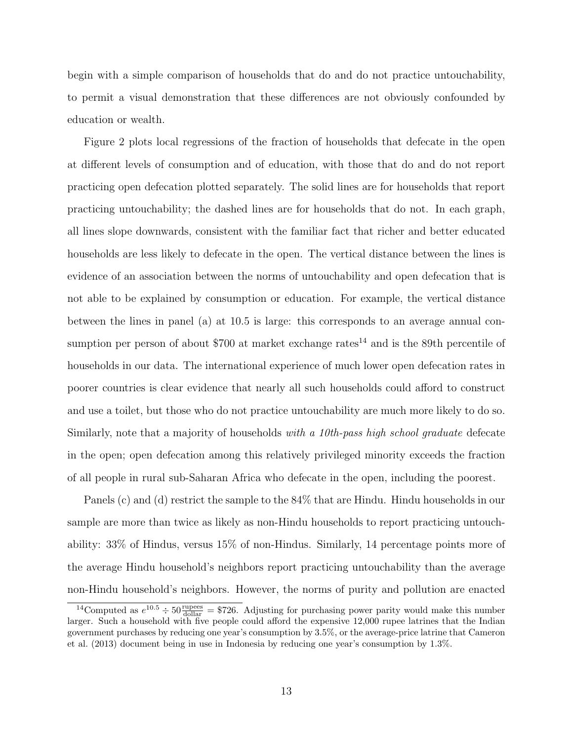begin with a simple comparison of households that do and do not practice untouchability, to permit a visual demonstration that these differences are not obviously confounded by education or wealth.

Figure 2 plots local regressions of the fraction of households that defecate in the open at different levels of consumption and of education, with those that do and do not report practicing open defecation plotted separately. The solid lines are for households that report practicing untouchability; the dashed lines are for households that do not. In each graph, all lines slope downwards, consistent with the familiar fact that richer and better educated households are less likely to defecate in the open. The vertical distance between the lines is evidence of an association between the norms of untouchability and open defecation that is not able to be explained by consumption or education. For example, the vertical distance between the lines in panel (a) at 10.5 is large: this corresponds to an average annual consumption per person of about \$700 at market exchange rates[14] and is the 89th percentile of households in our data. The international experience of much lower open defecation rates in poorer countries is clear evidence that nearly all such households could afford to construct and use a toilet, but those who do not practice untouchability are much more likely to do so. Similarly, note that a majority of households *with a 10th-pass high school graduate* defecate in the open; open defecation among this relatively privileged minority exceeds the fraction of all people in rural sub-Saharan Africa who defecate in the open, including the poorest.

Panels (c) and (d) restrict the sample to the 84% that are Hindu. Hindu households in our sample are more than twice as likely as non-Hindu households to report practicing untouchability: 33% of Hindus, versus 15% of non-Hindus. Similarly, 14 percentage points more of the average Hindu household's neighbors report practicing untouchability than the average non-Hindu household's neighbors. However, the norms of purity and pollution are enacted

[14] Computed as $e^{10.5} \div 50 \frac{\text{rupees}}{\text{dollar}} = \$726$. Adjusting for purchasing power parity would make this number larger. Such a household with five people could afford the expensive 12,000 rupee latrines that the Indian government purchases by reducing one year's consumption by 3.5%, or the average-price latrine that Cameron et al. (2013) document being in use in Indonesia by reducing one year's consumption by 1.3%.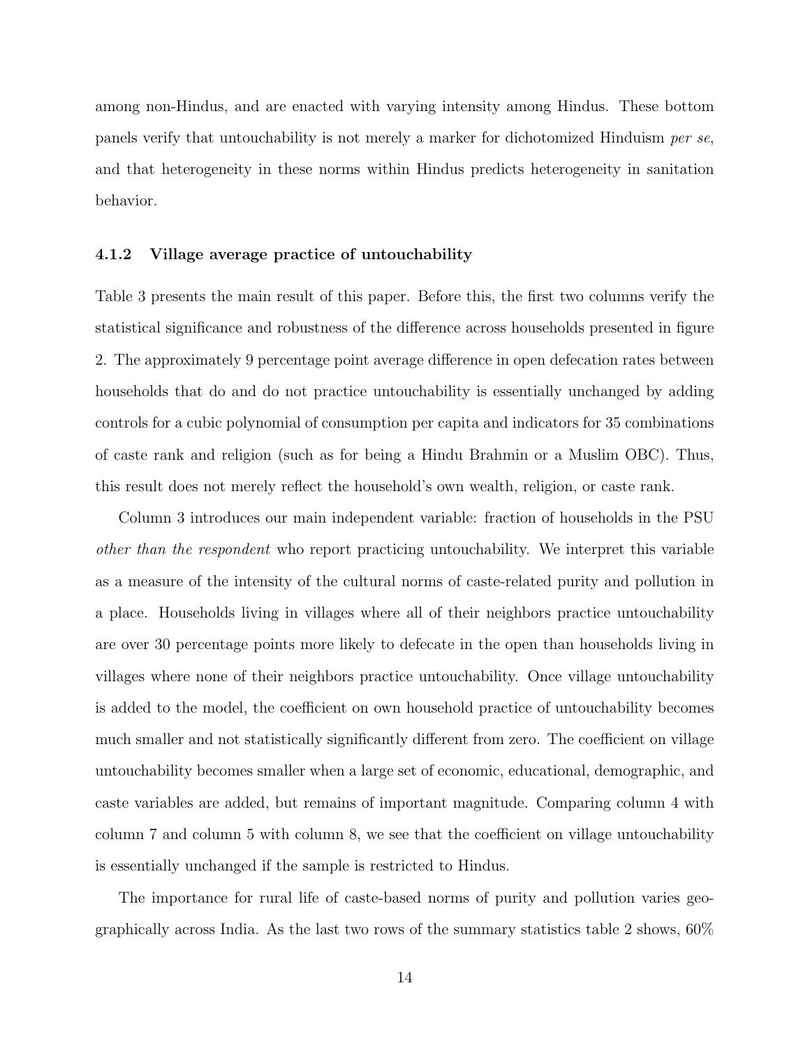among non-Hindus, and are enacted with varying intensity among Hindus. These bottom panels verify that untouchability is not merely a marker for dichotomized Hinduism *per se*, and that heterogeneity in these norms within Hindus predicts heterogeneity in sanitation behavior.

#### 4.1.2 Village average practice of untouchability

Table 3 presents the main result of this paper. Before this, the first two columns verify the statistical significance and robustness of the difference across households presented in figure 2. The approximately 9 percentage point average difference in open defecation rates between households that do and do not practice untouchability is essentially unchanged by adding controls for a cubic polynomial of consumption per capita and indicators for 35 combinations of caste rank and religion (such as for being a Hindu Brahmin or a Muslim OBC). Thus, this result does not merely reflect the household's own wealth, religion, or caste rank.

Column 3 introduces our main independent variable: fraction of households in the PSU *other than the respondent* who report practicing untouchability. We interpret this variable as a measure of the intensity of the cultural norms of caste-related purity and pollution in a place. Households living in villages where all of their neighbors practice untouchability are over 30 percentage points more likely to defecate in the open than households living in villages where none of their neighbors practice untouchability. Once village untouchability is added to the model, the coefficient on own household practice of untouchability becomes much smaller and not statistically significantly different from zero. The coefficient on village untouchability becomes smaller when a large set of economic, educational, demographic, and caste variables are added, but remains of important magnitude. Comparing column 4 with column 7 and column 5 with column 8, we see that the coefficient on village untouchability is essentially unchanged if the sample is restricted to Hindus.

The importance for rural life of caste-based norms of purity and pollution varies geographically across India. As the last two rows of the summary statistics table 2 shows, 60%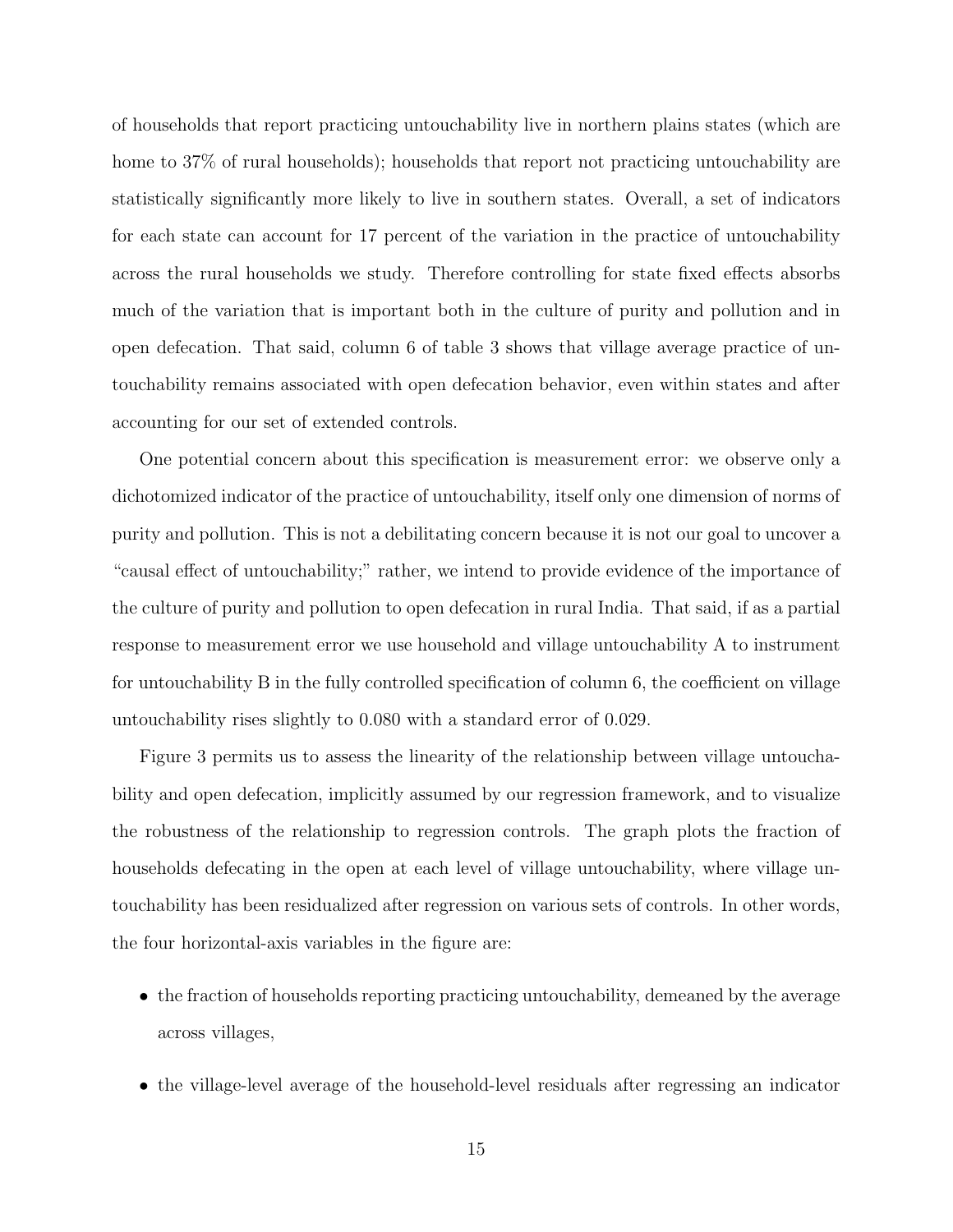of households that report practicing untouchability live in northern plains states (which are home to 37% of rural households); households that report not practicing untouchability are statistically significantly more likely to live in southern states. Overall, a set of indicators for each state can account for 17 percent of the variation in the practice of untouchability across the rural households we study. Therefore controlling for state fixed effects absorbs much of the variation that is important both in the culture of purity and pollution and in open defecation. That said, column 6 of table 3 shows that village average practice of untouchability remains associated with open defecation behavior, even within states and after accounting for our set of extended controls.

One potential concern about this specification is measurement error: we observe only a dichotomized indicator of the practice of untouchability, itself only one dimension of norms of purity and pollution. This is not a debilitating concern because it is not our goal to uncover a "causal effect of untouchability;" rather, we intend to provide evidence of the importance of the culture of purity and pollution to open defecation in rural India. That said, if as a partial response to measurement error we use household and village untouchability A to instrument for untouchability B in the fully controlled specification of column 6, the coefficient on village untouchability rises slightly to 0.080 with a standard error of 0.029.

Figure 3 permits us to assess the linearity of the relationship between village untouchability and open defecation, implicitly assumed by our regression framework, and to visualize the robustness of the relationship to regression controls. The graph plots the fraction of households defecating in the open at each level of village untouchability, where village untouchability has been residualized after regression on various sets of controls. In other words, the four horizontal-axis variables in the figure are:

- the fraction of households reporting practicing untouchability, demeaned by the average across villages,
- the village-level average of the household-level residuals after regressing an indicator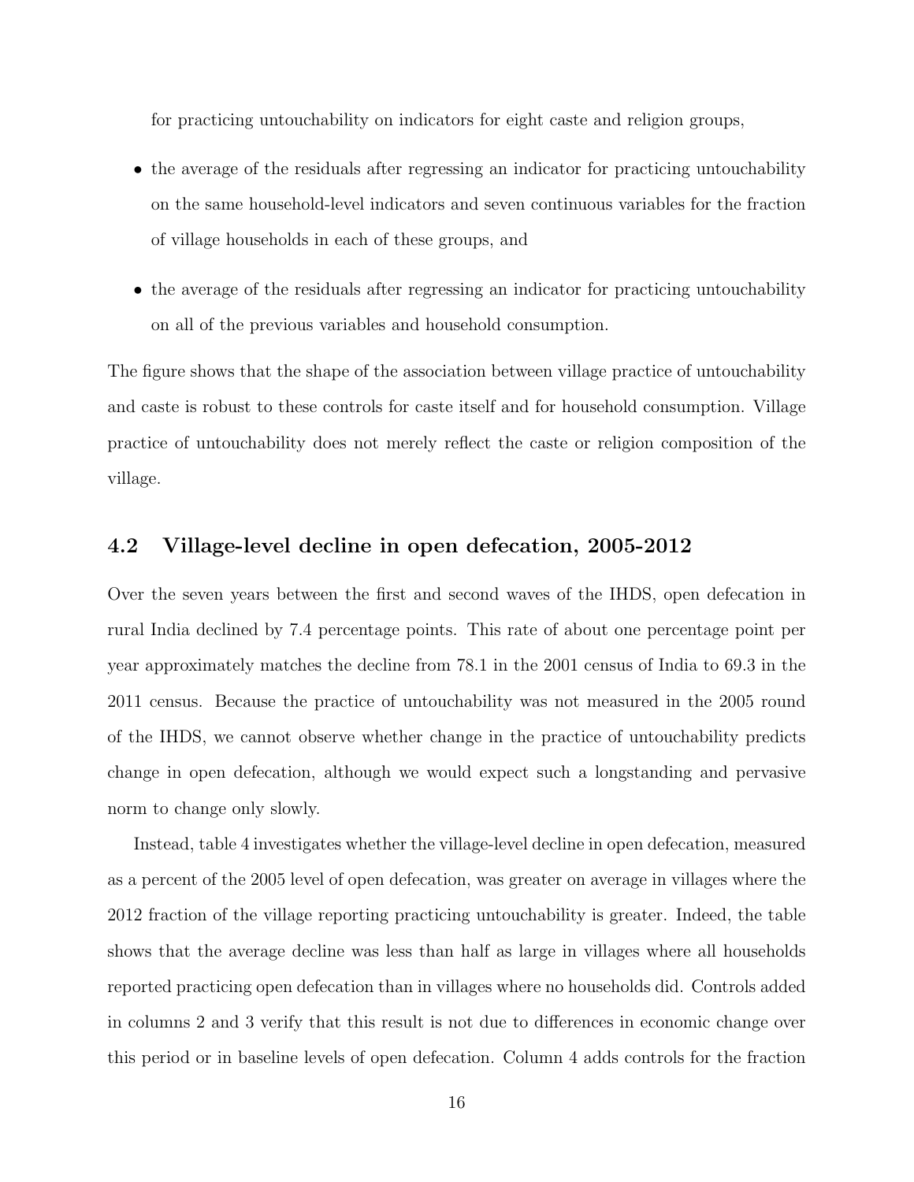for practicing untouchability on indicators for eight caste and religion groups,

- the average of the residuals after regressing an indicator for practicing untouchability on the same household-level indicators and seven continuous variables for the fraction of village households in each of these groups, and
- the average of the residuals after regressing an indicator for practicing untouchability on all of the previous variables and household consumption.

The figure shows that the shape of the association between village practice of untouchability and caste is robust to these controls for caste itself and for household consumption. Village practice of untouchability does not merely reflect the caste or religion composition of the village.

## 4.2 Village-level decline in open defecation, 2005-2012

Over the seven years between the first and second waves of the IHDS, open defecation in rural India declined by 7.4 percentage points. This rate of about one percentage point per year approximately matches the decline from 78.1 in the 2001 census of India to 69.3 in the 2011 census. Because the practice of untouchability was not measured in the 2005 round of the IHDS, we cannot observe whether change in the practice of untouchability predicts change in open defecation, although we would expect such a longstanding and pervasive norm to change only slowly.

Instead, table 4 investigates whether the village-level decline in open defecation, measured as a percent of the 2005 level of open defecation, was greater on average in villages where the 2012 fraction of the village reporting practicing untouchability is greater. Indeed, the table shows that the average decline was less than half as large in villages where all households reported practicing open defecation than in villages where no households did. Controls added in columns 2 and 3 verify that this result is not due to differences in economic change over this period or in baseline levels of open defecation. Column 4 adds controls for the fraction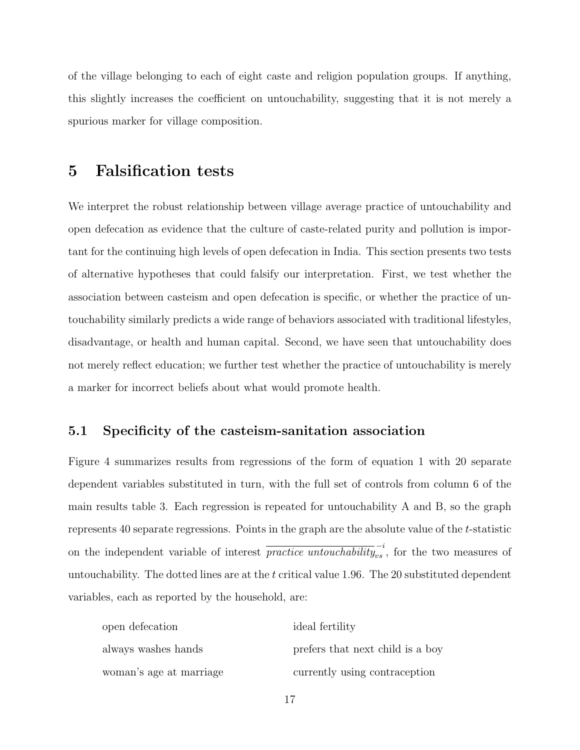of the village belonging to each of eight caste and religion population groups. If anything, this slightly increases the coefficient on untouchability, suggesting that it is not merely a spurious marker for village composition.

# 5 Falsification tests

We interpret the robust relationship between village average practice of untouchability and open defecation as evidence that the culture of caste-related purity and pollution is important for the continuing high levels of open defecation in India. This section presents two tests of alternative hypotheses that could falsify our interpretation. First, we test whether the association between casteism and open defecation is specific, or whether the practice of untouchability similarly predicts a wide range of behaviors associated with traditional lifestyles, disadvantage, or health and human capital. Second, we have seen that untouchability does not merely reflect education; we further test whether the practice of untouchability is merely a marker for incorrect beliefs about what would promote health.

## 5.1 Specificity of the casteism-sanitation association

Figure 4 summarizes results from regressions of the form of equation 1 with 20 separate dependent variables substituted in turn, with the full set of controls from column 6 of the main results table 3. Each regression is repeated for untouchability A and B, so the graph represents 40 separate regressions. Points in the graph are the absolute value of the $t$-statistic on the independent variable of interest $\overline{practice\ untouchability}_{vs}^{-i}$, for the two measures of untouchability. The dotted lines are at the $t$ critical value 1.96. The 20 substituted dependent variables, each as reported by the household, are:

| | |
|---|---|
| open defecation | ideal fertility |
| always washes hands | prefers that next child is a boy |
| woman's age at marriage | currently using contraception |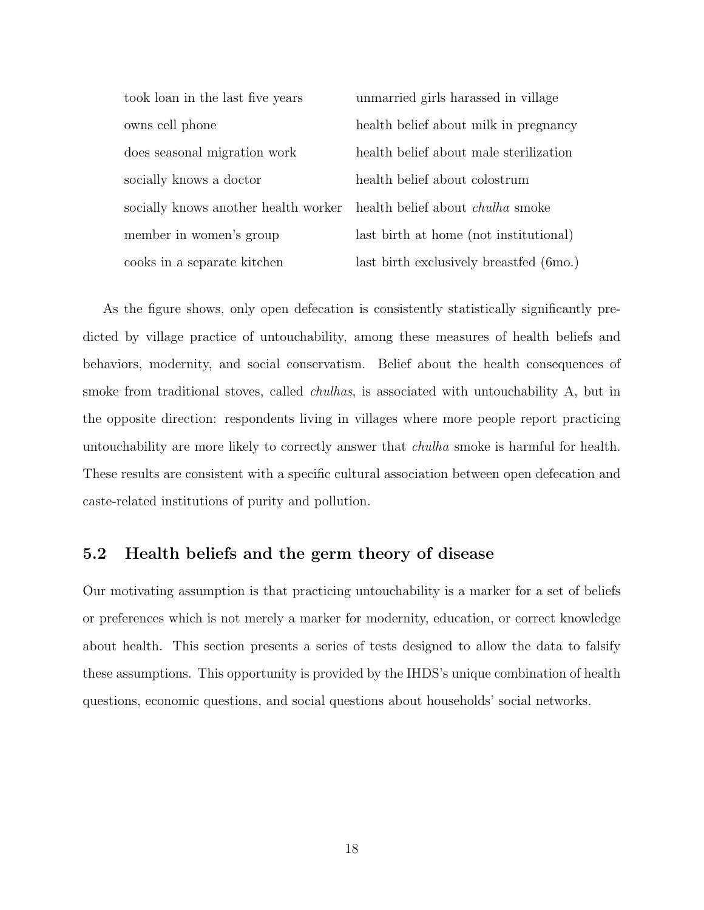| | |
|---|---|
| took loan in the last five years | unmarried girls harassed in village |
| owns cell phone | health belief about milk in pregnancy |
| does seasonal migration work | health belief about male sterilization |
| socially knows a doctor | health belief about colostrum |
| socially knows another health worker | health belief about *chulha* smoke |
| member in women's group | last birth at home (not institutional) |
| cooks in a separate kitchen | last birth exclusively breastfed (6mo.) |

As the figure shows, only open defecation is consistently statistically significantly predicted by village practice of untouchability, among these measures of health beliefs and behaviors, modernity, and social conservatism. Belief about the health consequences of smoke from traditional stoves, called *chulhas*, is associated with untouchability A, but in the opposite direction: respondents living in villages where more people report practicing untouchability are more likely to correctly answer that *chulha* smoke is harmful for health. These results are consistent with a specific cultural association between open defecation and caste-related institutions of purity and pollution.

## 5.2 Health beliefs and the germ theory of disease

Our motivating assumption is that practicing untouchability is a marker for a set of beliefs or preferences which is not merely a marker for modernity, education, or correct knowledge about health. This section presents a series of tests designed to allow the data to falsify these assumptions. This opportunity is provided by the IHDS's unique combination of health questions, economic questions, and social questions about households' social networks.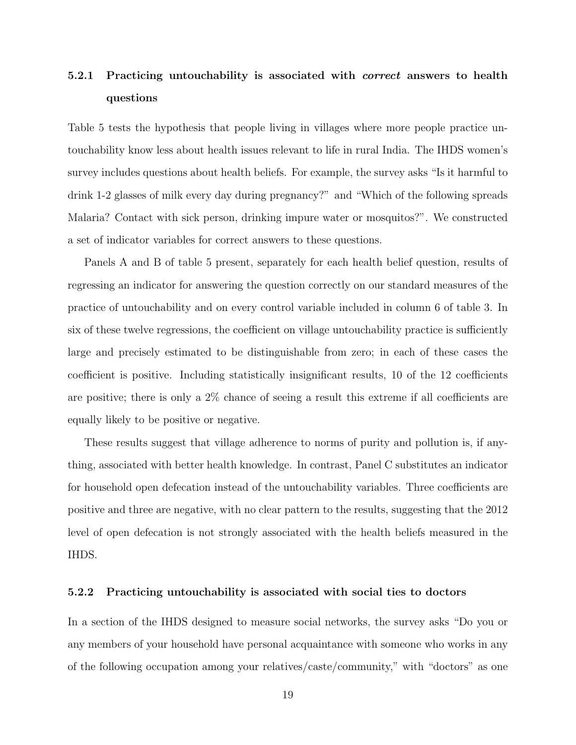#### 5.2.1 Practicing untouchability is associated with *correct* answers to health questions

Table 5 tests the hypothesis that people living in villages where more people practice untouchability know less about health issues relevant to life in rural India. The IHDS women's survey includes questions about health beliefs. For example, the survey asks "Is it harmful to drink 1-2 glasses of milk every day during pregnancy?" and "Which of the following spreads Malaria? Contact with sick person, drinking impure water or mosquitos?". We constructed a set of indicator variables for correct answers to these questions.

Panels A and B of table 5 present, separately for each health belief question, results of regressing an indicator for answering the question correctly on our standard measures of the practice of untouchability and on every control variable included in column 6 of table 3. In six of these twelve regressions, the coefficient on village untouchability practice is sufficiently large and precisely estimated to be distinguishable from zero; in each of these cases the coefficient is positive. Including statistically insignificant results, 10 of the 12 coefficients are positive; there is only a 2% chance of seeing a result this extreme if all coefficients are equally likely to be positive or negative.

These results suggest that village adherence to norms of purity and pollution is, if anything, associated with better health knowledge. In contrast, Panel C substitutes an indicator for household open defecation instead of the untouchability variables. Three coefficients are positive and three are negative, with no clear pattern to the results, suggesting that the 2012 level of open defecation is not strongly associated with the health beliefs measured in the IHDS.

#### 5.2.2 Practicing untouchability is associated with social ties to doctors

In a section of the IHDS designed to measure social networks, the survey asks "Do you or any members of your household have personal acquaintance with someone who works in any of the following occupation among your relatives/caste/community," with "doctors" as one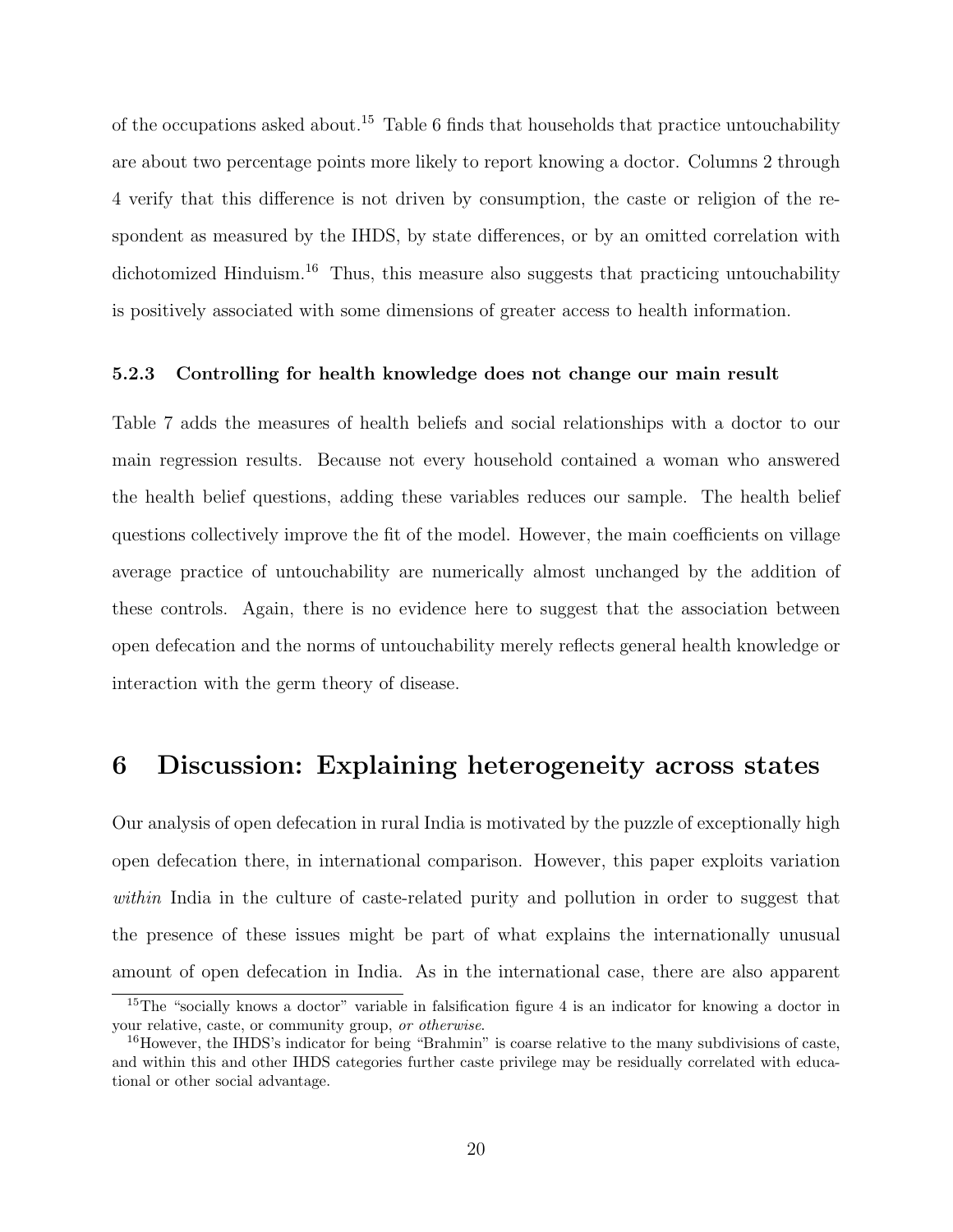of the occupations asked about.[15] Table 6 finds that households that practice untouchability are about two percentage points more likely to report knowing a doctor. Columns 2 through 4 verify that this difference is not driven by consumption, the caste or religion of the respondent as measured by the IHDS, by state differences, or by an omitted correlation with dichotomized Hinduism.[16] Thus, this measure also suggests that practicing untouchability is positively associated with some dimensions of greater access to health information.

#### 5.2.3 Controlling for health knowledge does not change our main result

Table 7 adds the measures of health beliefs and social relationships with a doctor to our main regression results. Because not every household contained a woman who answered the health belief questions, adding these variables reduces our sample. The health belief questions collectively improve the fit of the model. However, the main coefficients on village average practice of untouchability are numerically almost unchanged by the addition of these controls. Again, there is no evidence here to suggest that the association between open defecation and the norms of untouchability merely reflects general health knowledge or interaction with the germ theory of disease.

## 6 Discussion: Explaining heterogeneity across states

Our analysis of open defecation in rural India is motivated by the puzzle of exceptionally high open defecation there, in international comparison. However, this paper exploits variation *within* India in the culture of caste-related purity and pollution in order to suggest that the presence of these issues might be part of what explains the internationally unusual amount of open defecation in India. As in the international case, there are also apparent

[15] The "socially knows a doctor" variable in falsification figure 4 is an indicator for knowing a doctor in your relative, caste, or community group, *or otherwise*.

[16] However, the IHDS's indicator for being "Brahmin" is coarse relative to the many subdivisions of caste, and within this and other IHDS categories further caste privilege may be residually correlated with educational or other social advantage.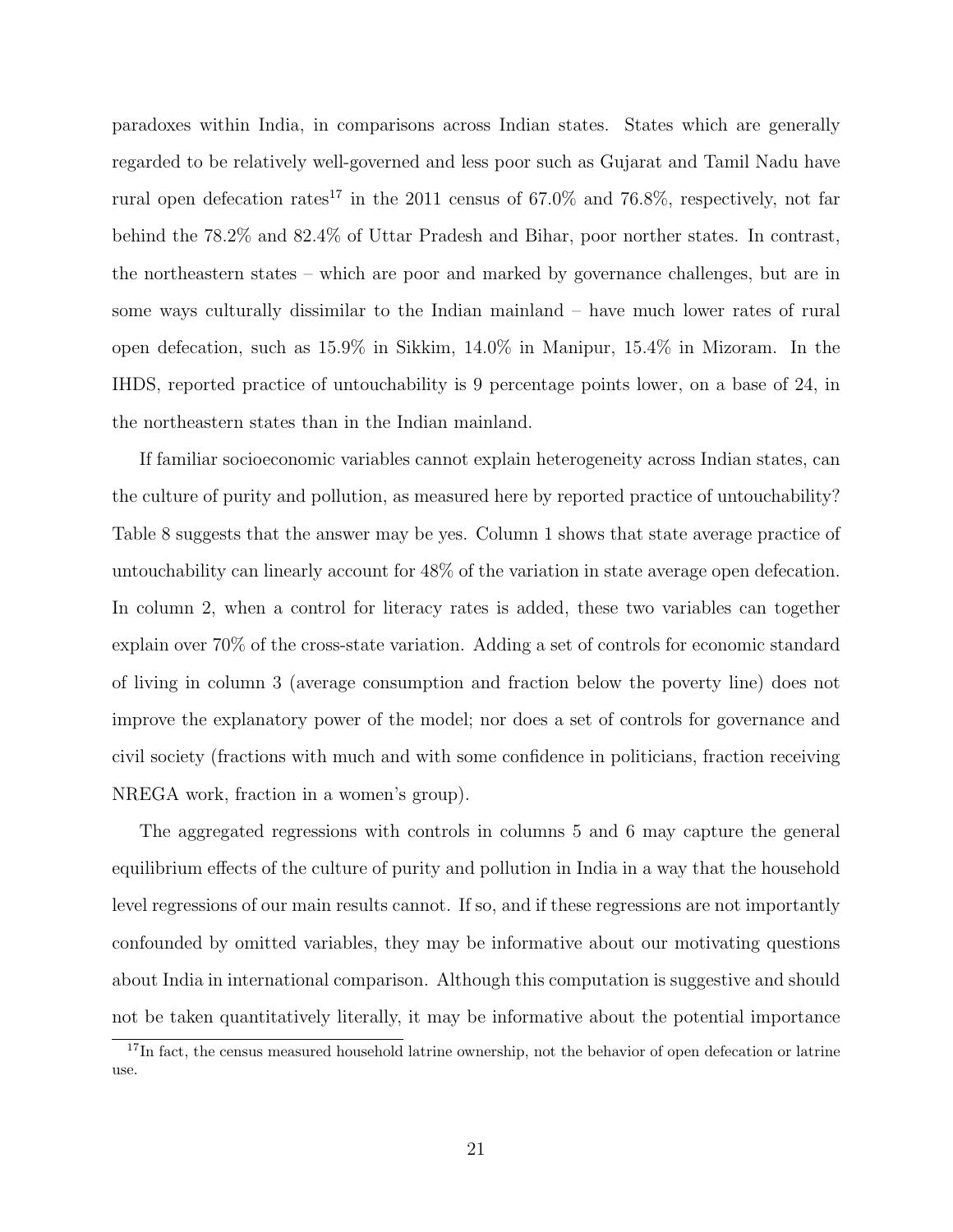paradoxes within India, in comparisons across Indian states. States which are generally regarded to be relatively well-governed and less poor such as Gujarat and Tamil Nadu have rural open defecation rates[17] in the 2011 census of 67.0% and 76.8%, respectively, not far behind the 78.2% and 82.4% of Uttar Pradesh and Bihar, poor norther states. In contrast, the northeastern states – which are poor and marked by governance challenges, but are in some ways culturally dissimilar to the Indian mainland – have much lower rates of rural open defecation, such as 15.9% in Sikkim, 14.0% in Manipur, 15.4% in Mizoram. In the IHDS, reported practice of untouchability is 9 percentage points lower, on a base of 24, in the northeastern states than in the Indian mainland.

If familiar socioeconomic variables cannot explain heterogeneity across Indian states, can the culture of purity and pollution, as measured here by reported practice of untouchability? Table 8 suggests that the answer may be yes. Column 1 shows that state average practice of untouchability can linearly account for 48% of the variation in state average open defecation. In column 2, when a control for literacy rates is added, these two variables can together explain over 70% of the cross-state variation. Adding a set of controls for economic standard of living in column 3 (average consumption and fraction below the poverty line) does not improve the explanatory power of the model; nor does a set of controls for governance and civil society (fractions with much and with some confidence in politicians, fraction receiving NREGA work, fraction in a women's group).

The aggregated regressions with controls in columns 5 and 6 may capture the general equilibrium effects of the culture of purity and pollution in India in a way that the household level regressions of our main results cannot. If so, and if these regressions are not importantly confounded by omitted variables, they may be informative about our motivating questions about India in international comparison. Although this computation is suggestive and should not be taken quantitatively literally, it may be informative about the potential importance

[17] In fact, the census measured household latrine ownership, not the behavior of open defecation or latrine use.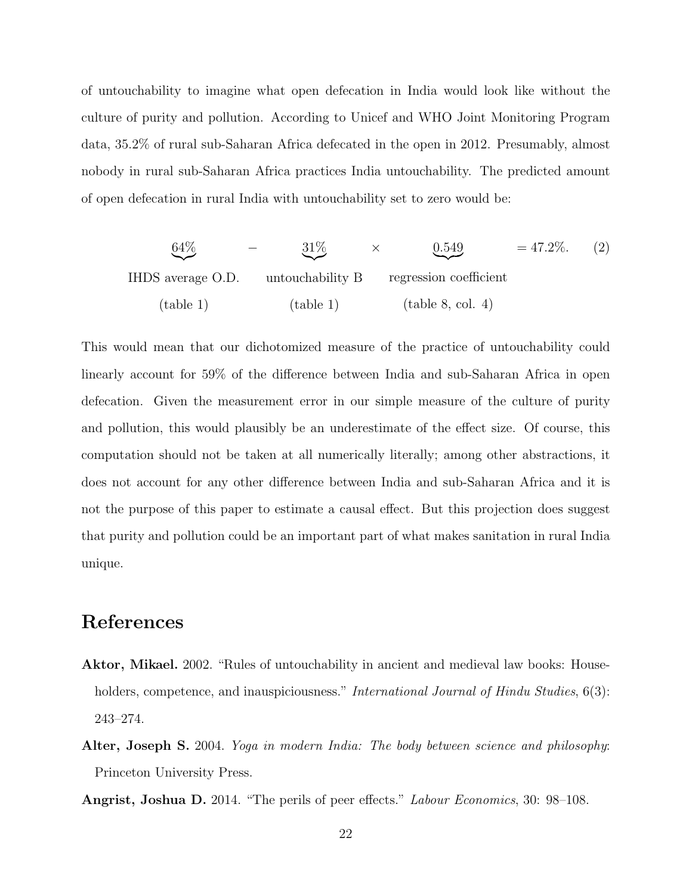of untouchability to imagine what open defecation in India would look like without the culture of purity and pollution. According to Unicef and WHO Joint Monitoring Program data, 35.2% of rural sub-Saharan Africa defecated in the open in 2012. Presumably, almost nobody in rural sub-Saharan Africa practices India untouchability. The predicted amount of open defecation in rural India with untouchability set to zero would be:

$$\underbrace{64\%}_{\substack{\text{IHDS average O.D.} \\ \text{(table 1)}}} - \underbrace{31\%}_{\substack{\text{untouchability B} \\ \text{(table 1)}}} \times \underbrace{0.549}_{\substack{\text{regression coefficient} \\ \text{(table 8, col. 4)}}} = 47.2\%. \quad (2)$$

This would mean that our dichotomized measure of the practice of untouchability could linearly account for 59% of the difference between India and sub-Saharan Africa in open defecation. Given the measurement error in our simple measure of the culture of purity and pollution, this would plausibly be an underestimate of the effect size. Of course, this computation should not be taken at all numerically literally; among other abstractions, it does not account for any other difference between India and sub-Saharan Africa and it is not the purpose of this paper to estimate a causal effect. But this projection does suggest that purity and pollution could be an important part of what makes sanitation in rural India unique.

# References

**Aktor, Mikael.** 2002. "Rules of untouchability in ancient and medieval law books: Householders, competence, and inauspiciousness." *International Journal of Hindu Studies*, 6(3): 243–274.

**Alter, Joseph S.** 2004. *Yoga in modern India: The body between science and philosophy*: Princeton University Press.

**Angrist, Joshua D.** 2014. "The perils of peer effects." *Labour Economics*, 30: 98–108.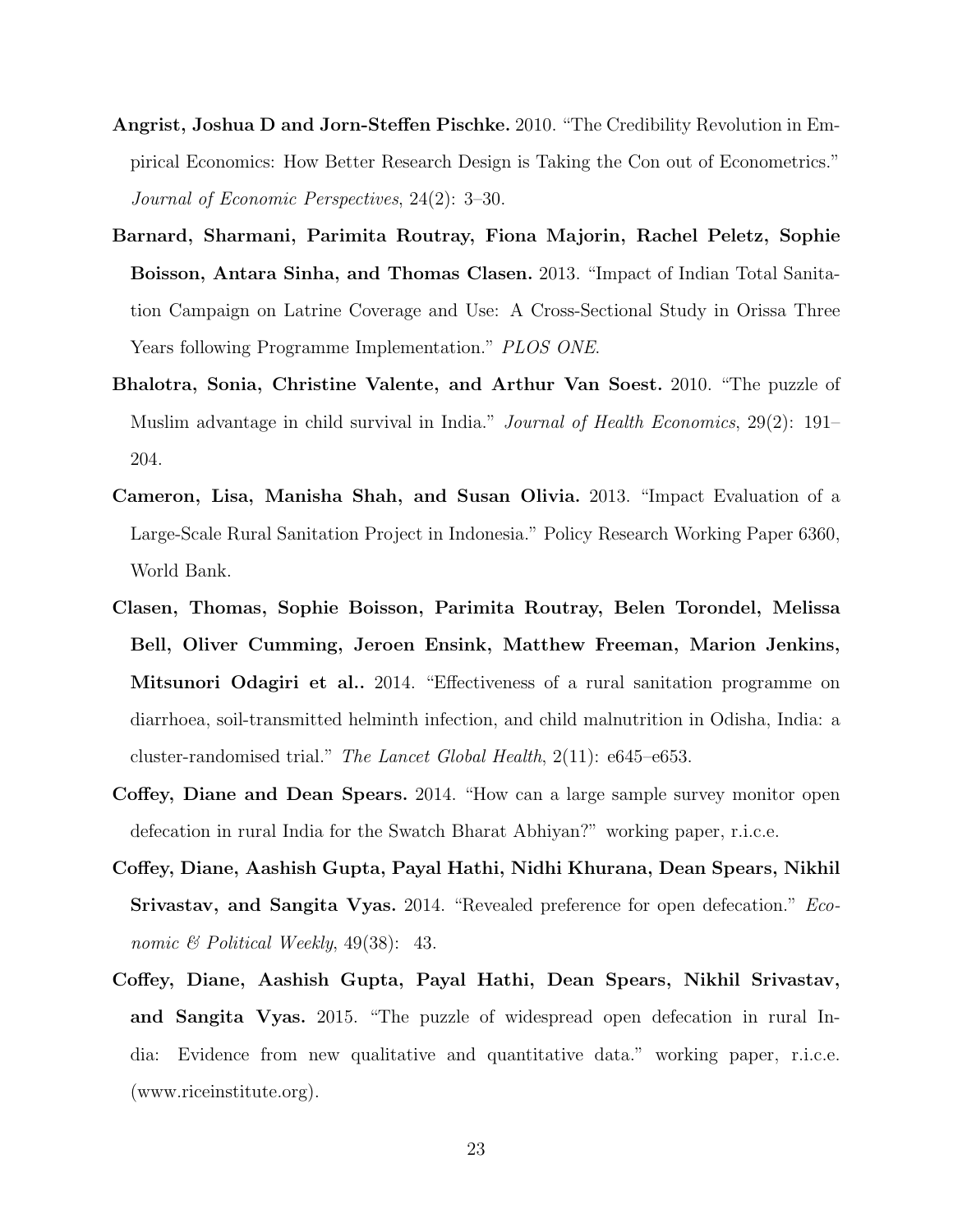**Angrist, Joshua D and Jorn-Steffen Pischke.** 2010. "The Credibility Revolution in Empirical Economics: How Better Research Design is Taking the Con out of Econometrics." *Journal of Economic Perspectives*, 24(2): 3–30.

**Barnard, Sharmani, Parimita Routray, Fiona Majorin, Rachel Peletz, Sophie Boisson, Antara Sinha, and Thomas Clasen.** 2013. "Impact of Indian Total Sanitation Campaign on Latrine Coverage and Use: A Cross-Sectional Study in Orissa Three Years following Programme Implementation." *PLOS ONE*.

**Bhalotra, Sonia, Christine Valente, and Arthur Van Soest.** 2010. "The puzzle of Muslim advantage in child survival in India." *Journal of Health Economics*, 29(2): 191–204.

**Cameron, Lisa, Manisha Shah, and Susan Olivia.** 2013. "Impact Evaluation of a Large-Scale Rural Sanitation Project in Indonesia." Policy Research Working Paper 6360, World Bank.

**Clasen, Thomas, Sophie Boisson, Parimita Routray, Belen Torondel, Melissa Bell, Oliver Cumming, Jeroen Ensink, Matthew Freeman, Marion Jenkins, Mitsunori Odagiri et al..** 2014. "Effectiveness of a rural sanitation programme on diarrhoea, soil-transmitted helminth infection, and child malnutrition in Odisha, India: a cluster-randomised trial." *The Lancet Global Health*, 2(11): e645–e653.

**Coffey, Diane and Dean Spears.** 2014. "How can a large sample survey monitor open defecation in rural India for the Swatch Bharat Abhiyan?" working paper, r.i.c.e.

**Coffey, Diane, Aashish Gupta, Payal Hathi, Nidhi Khurana, Dean Spears, Nikhil Srivastav, and Sangita Vyas.** 2014. "Revealed preference for open defecation." *Economic & Political Weekly*, 49(38): 43.

**Coffey, Diane, Aashish Gupta, Payal Hathi, Dean Spears, Nikhil Srivastav, and Sangita Vyas.** 2015. "The puzzle of widespread open defecation in rural India: Evidence from new qualitative and quantitative data." working paper, r.i.c.e. (www.riceinstitute.org).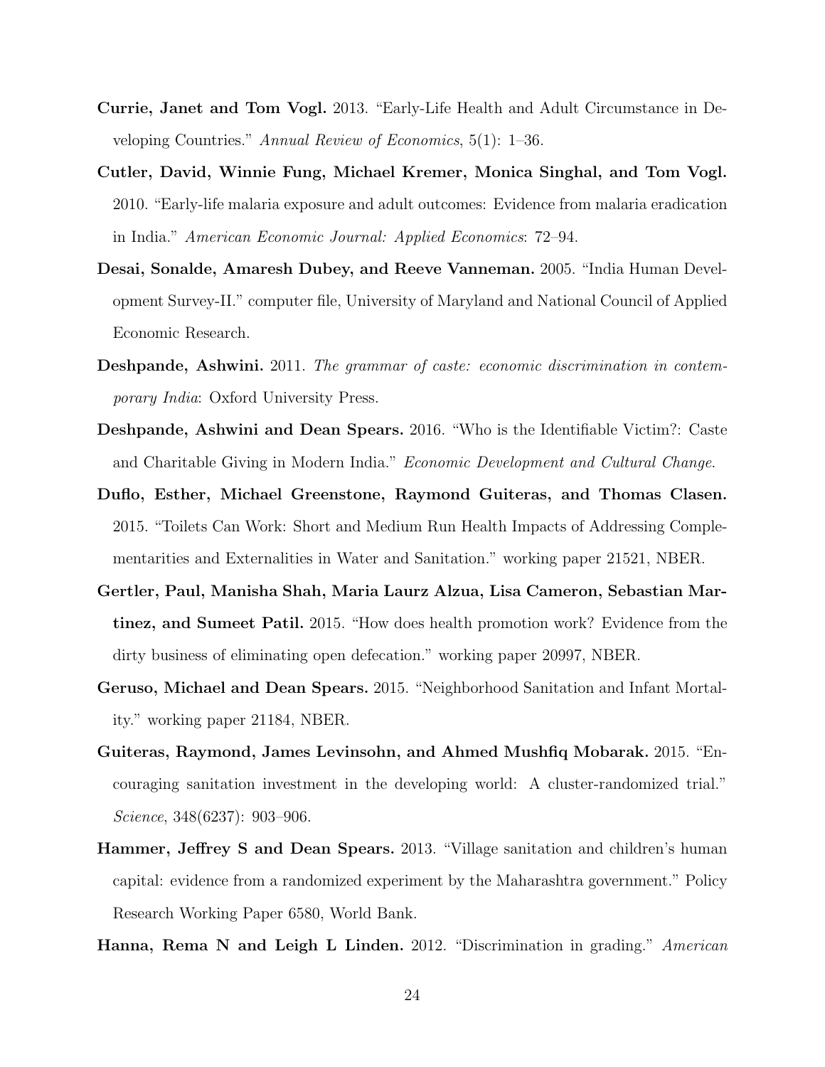**Currie, Janet and Tom Vogl.** 2013. "Early-Life Health and Adult Circumstance in Developing Countries." *Annual Review of Economics*, 5(1): 1–36.

**Cutler, David, Winnie Fung, Michael Kremer, Monica Singhal, and Tom Vogl.** 2010. "Early-life malaria exposure and adult outcomes: Evidence from malaria eradication in India." *American Economic Journal: Applied Economics*: 72–94.

**Desai, Sonalde, Amaresh Dubey, and Reeve Vanneman.** 2005. "India Human Development Survey-II." computer file, University of Maryland and National Council of Applied Economic Research.

**Deshpande, Ashwini.** 2011. *The grammar of caste: economic discrimination in contemporary India*: Oxford University Press.

**Deshpande, Ashwini and Dean Spears.** 2016. "Who is the Identifiable Victim?: Caste and Charitable Giving in Modern India." *Economic Development and Cultural Change*.

**Duflo, Esther, Michael Greenstone, Raymond Guiteras, and Thomas Clasen.** 2015. "Toilets Can Work: Short and Medium Run Health Impacts of Addressing Complementarities and Externalities in Water and Sanitation." working paper 21521, NBER.

**Gertler, Paul, Manisha Shah, Maria Laurz Alzua, Lisa Cameron, Sebastian Martinez, and Sumeet Patil.** 2015. "How does health promotion work? Evidence from the dirty business of eliminating open defecation." working paper 20997, NBER.

**Geruso, Michael and Dean Spears.** 2015. "Neighborhood Sanitation and Infant Mortality." working paper 21184, NBER.

**Guiteras, Raymond, James Levinsohn, and Ahmed Mushfiq Mobarak.** 2015. "Encouraging sanitation investment in the developing world: A cluster-randomized trial." *Science*, 348(6237): 903–906.

**Hammer, Jeffrey S and Dean Spears.** 2013. "Village sanitation and children's human capital: evidence from a randomized experiment by the Maharashtra government." Policy Research Working Paper 6580, World Bank.

**Hanna, Rema N and Leigh L Linden.** 2012. "Discrimination in grading." *American*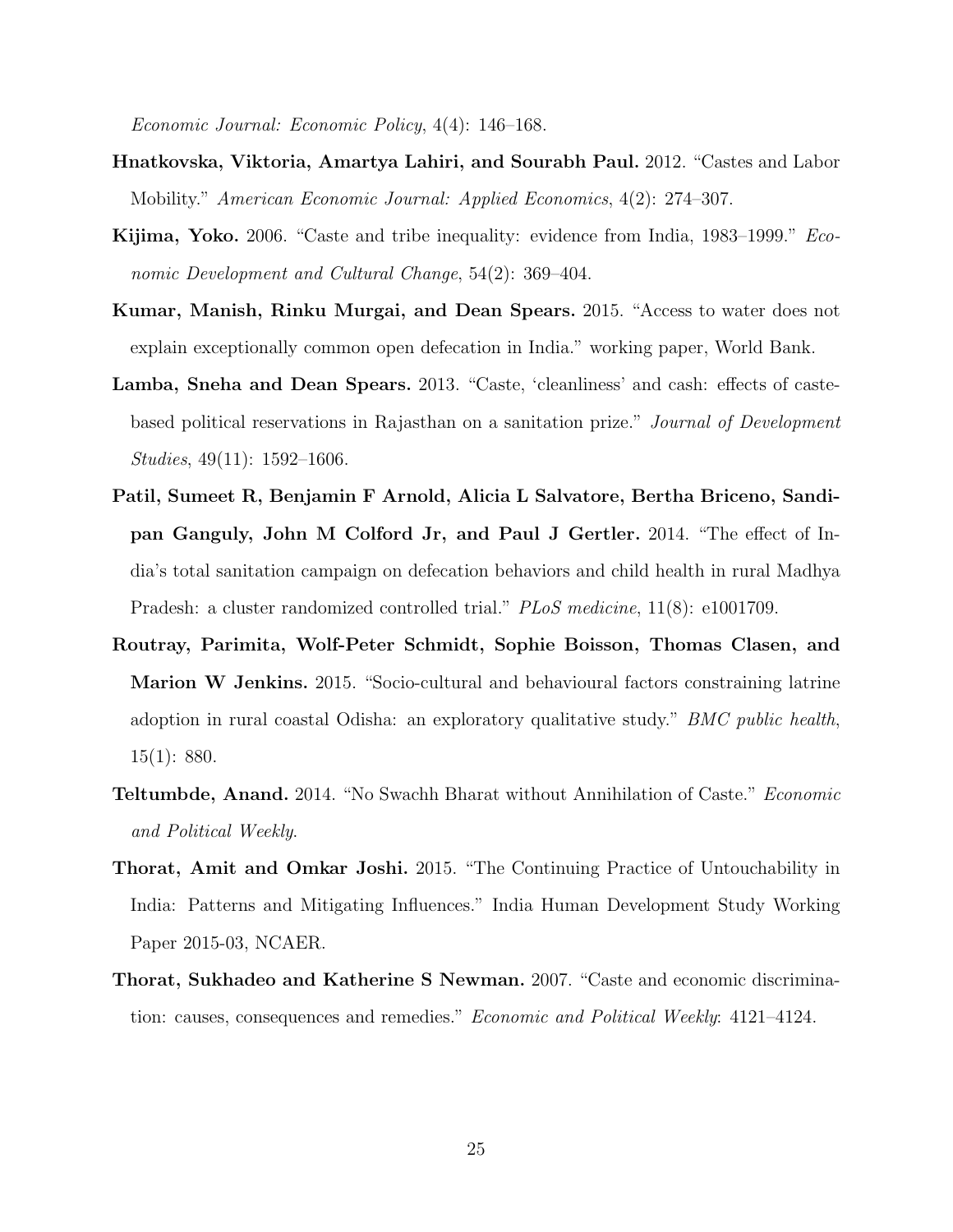*Economic Journal: Economic Policy*, 4(4): 146–168.

**Hnatkovska, Viktoria, Amartya Lahiri, and Sourabh Paul.** 2012. "Castes and Labor Mobility." *American Economic Journal: Applied Economics*, 4(2): 274–307.

**Kijima, Yoko.** 2006. "Caste and tribe inequality: evidence from India, 1983–1999." *Economic Development and Cultural Change*, 54(2): 369–404.

**Kumar, Manish, Rinku Murgai, and Dean Spears.** 2015. "Access to water does not explain exceptionally common open defecation in India." working paper, World Bank.

**Lamba, Sneha and Dean Spears.** 2013. "Caste, 'cleanliness' and cash: effects of caste-based political reservations in Rajasthan on a sanitation prize." *Journal of Development Studies*, 49(11): 1592–1606.

**Patil, Sumeet R, Benjamin F Arnold, Alicia L Salvatore, Bertha Briceno, Sandipan Ganguly, John M Colford Jr, and Paul J Gertler.** 2014. "The effect of India's total sanitation campaign on defecation behaviors and child health in rural Madhya Pradesh: a cluster randomized controlled trial." *PLoS medicine*, 11(8): e1001709.

**Routray, Parimita, Wolf-Peter Schmidt, Sophie Boisson, Thomas Clasen, and Marion W Jenkins.** 2015. "Socio-cultural and behavioural factors constraining latrine adoption in rural coastal Odisha: an exploratory qualitative study." *BMC public health*, 15(1): 880.

**Teltumbde, Anand.** 2014. "No Swachh Bharat without Annihilation of Caste." *Economic and Political Weekly*.

**Thorat, Amit and Omkar Joshi.** 2015. "The Continuing Practice of Untouchability in India: Patterns and Mitigating Influences." India Human Development Study Working Paper 2015-03, NCAER.

**Thorat, Sukhadeo and Katherine S Newman.** 2007. "Caste and economic discrimination: causes, consequences and remedies." *Economic and Political Weekly*: 4121–4124.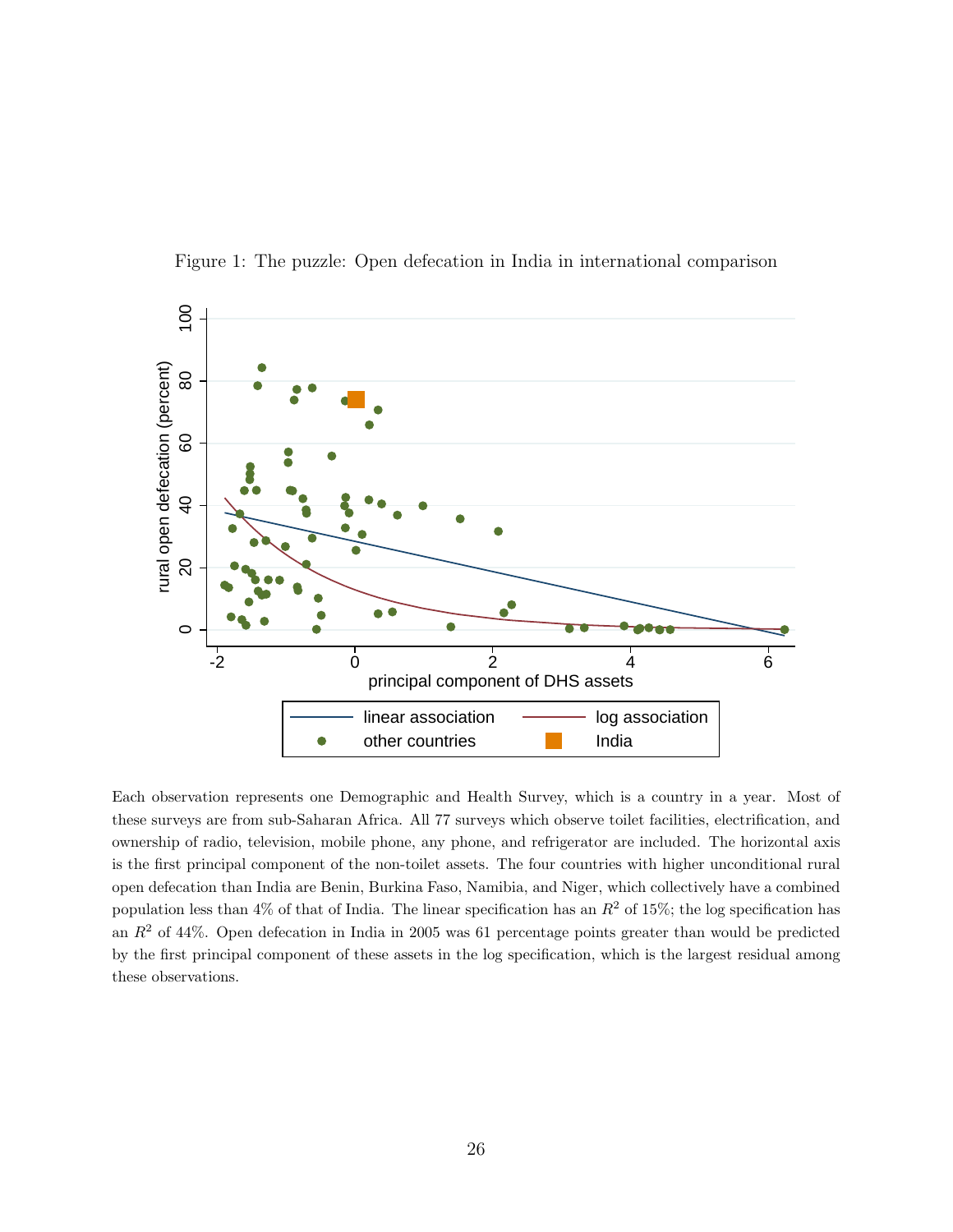Figure 1: The puzzle: Open defecation in India in international comparison

Each observation represents one Demographic and Health Survey, which is a country in a year. Most of these surveys are from sub-Saharan Africa. All 77 surveys which observe toilet facilities, electrification, and ownership of radio, television, mobile phone, any phone, and refrigerator are included. The horizontal axis is the first principal component of the non-toilet assets. The four countries with higher unconditional rural open defecation than India are Benin, Burkina Faso, Namibia, and Niger, which collectively have a combined population less than 4% of that of India. The linear specification has an $R^2$ of 15%; the log specification has an $R^2$ of 44%. Open defecation in India in 2005 was 61 percentage points greater than would be predicted by the first principal component of these assets in the log specification, which is the largest residual among these observations.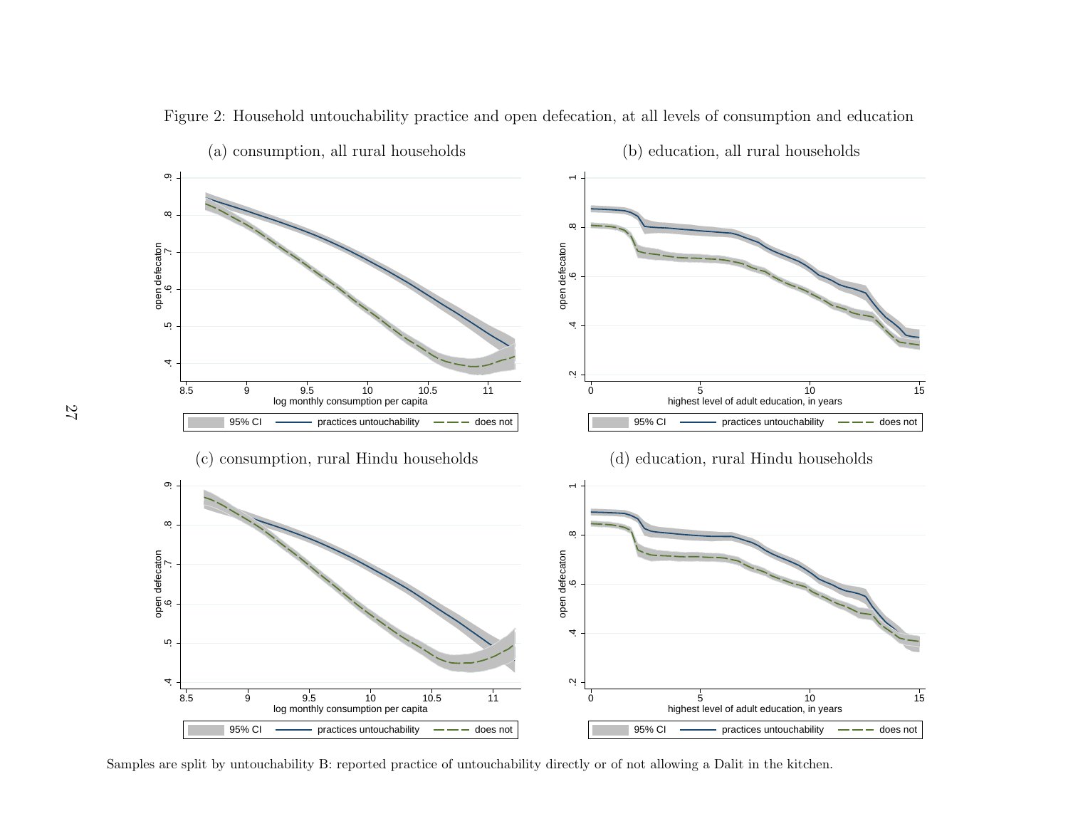Figure 2: Household untouchability practice and open defecation, at all levels of consumption and education

(a) consumption, all rural households

(b) education, all rural households

(c) consumption, rural Hindu households

(d) education, rural Hindu households

Samples are split by untouchability B: reported practice of untouchability directly or of not allowing a Dalit in the kitchen.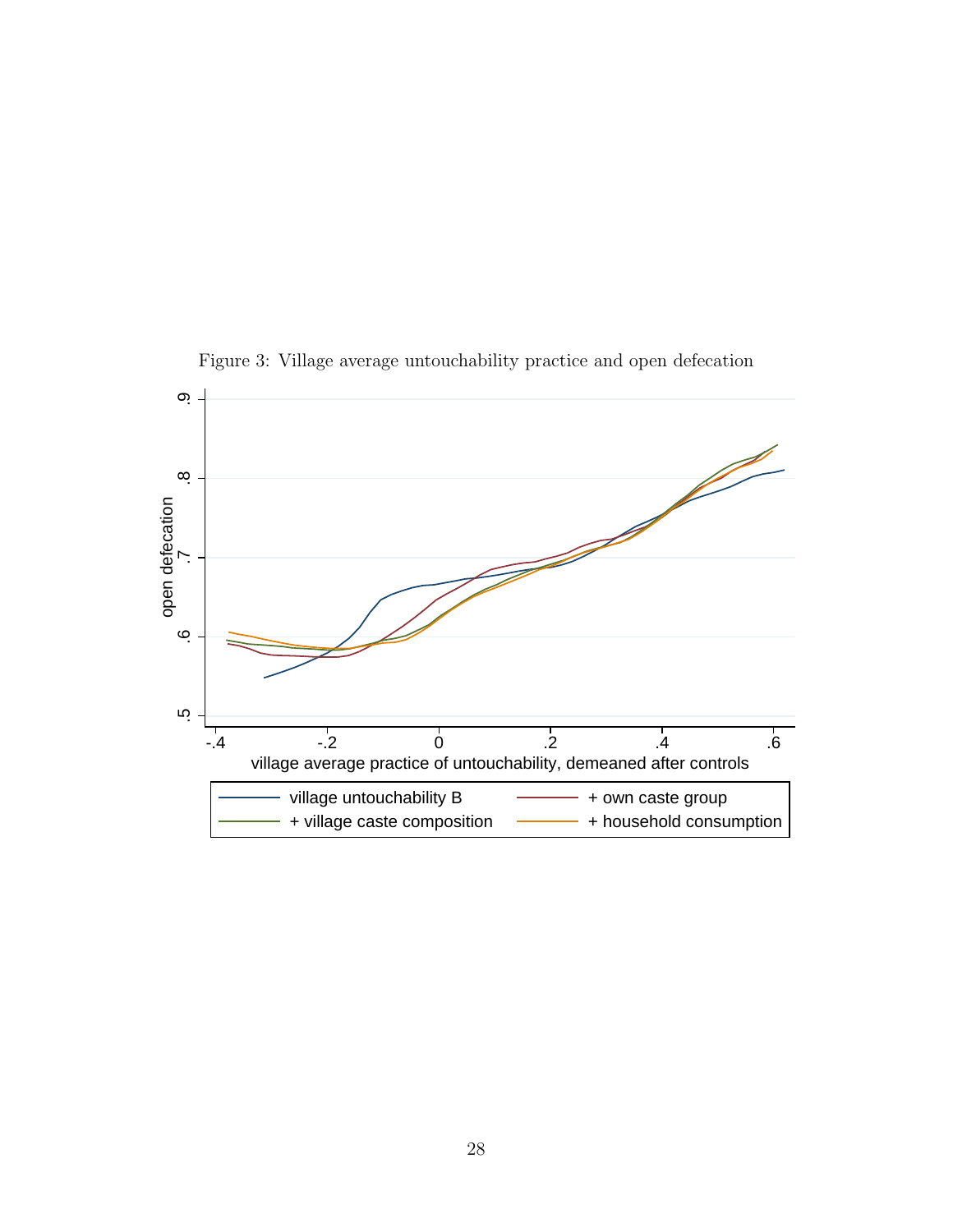Figure 3: Village average untouchability practice and open defecation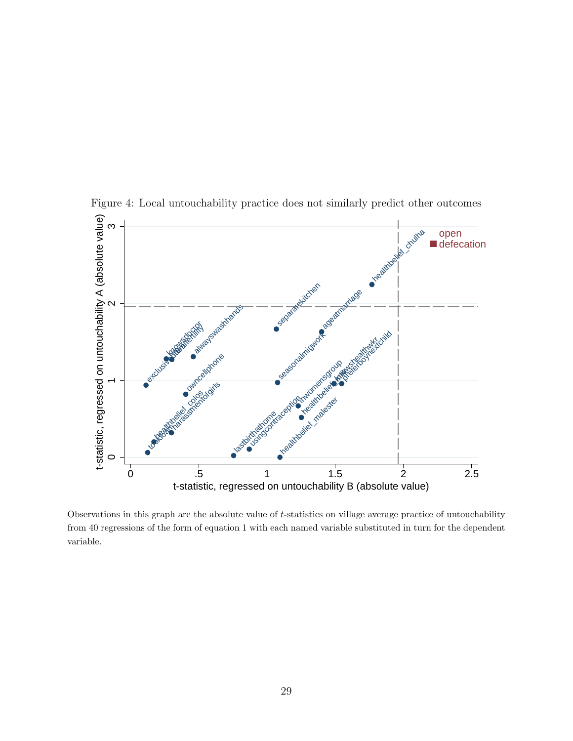Figure 4: Local untouchability practice does not similarly predict other outcomes

Observations in this graph are the absolute value of $t$-statistics on village average practice of untouchability from 40 regressions of the form of equation 1 with each named variable substituted in turn for the dependent variable.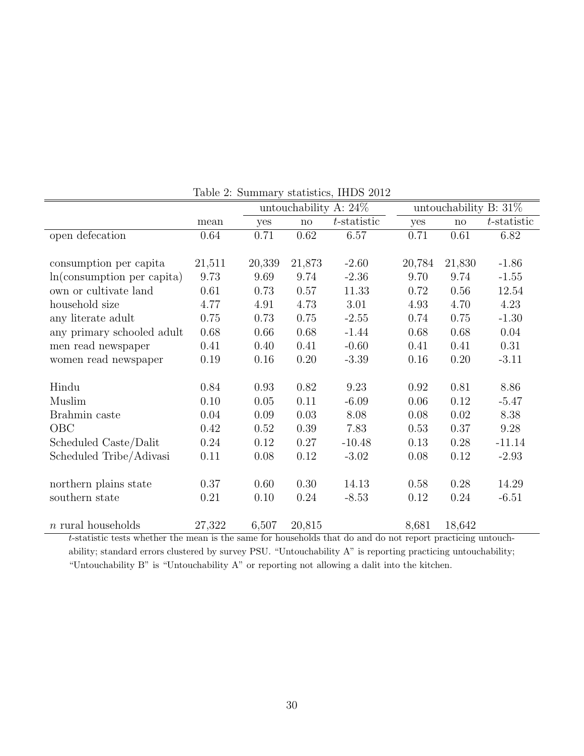Table 2: Summary statistics, IHDS 2012

| | | untouchability A: 24% | | | untouchability B: 31% | | |
|---|---|---|---|---|---|---|---|
| | mean | yes | no | $t$-statistic | yes | no | $t$-statistic |
| open defecation | 0.64 | 0.71 | 0.62 | 6.57 | 0.71 | 0.61 | 6.82 |
| | | | | | | | |
| consumption per capita | 21,511 | 20,339 | 21,873 | -2.60 | 20,784 | 21,830 | -1.86 |
| ln(consumption per capita) | 9.73 | 9.69 | 9.74 | -2.36 | 9.70 | 9.74 | -1.55 |
| own or cultivate land | 0.61 | 0.73 | 0.57 | 11.33 | 0.72 | 0.56 | 12.54 |
| household size | 4.77 | 4.91 | 4.73 | 3.01 | 4.93 | 4.70 | 4.23 |
| any literate adult | 0.75 | 0.73 | 0.75 | -2.55 | 0.74 | 0.75 | -1.30 |
| any primary schooled adult | 0.68 | 0.66 | 0.68 | -1.44 | 0.68 | 0.68 | 0.04 |
| men read newspaper | 0.41 | 0.40 | 0.41 | -0.60 | 0.41 | 0.41 | 0.31 |
| women read newspaper | 0.19 | 0.16 | 0.20 | -3.39 | 0.16 | 0.20 | -3.11 |
| | | | | | | | |
| Hindu | 0.84 | 0.93 | 0.82 | 9.23 | 0.92 | 0.81 | 8.86 |
| Muslim | 0.10 | 0.05 | 0.11 | -6.09 | 0.06 | 0.12 | -5.47 |
| Brahmin caste | 0.04 | 0.09 | 0.03 | 8.08 | 0.08 | 0.02 | 8.38 |
| OBC | 0.42 | 0.52 | 0.39 | 7.83 | 0.53 | 0.37 | 9.28 |
| Scheduled Caste/Dalit | 0.24 | 0.12 | 0.27 | -10.48 | 0.13 | 0.28 | -11.14 |
| Scheduled Tribe/Adivasi | 0.11 | 0.08 | 0.12 | -3.02 | 0.08 | 0.12 | -2.93 |
| | | | | | | | |
| northern plains state | 0.37 | 0.60 | 0.30 | 14.13 | 0.58 | 0.28 | 14.29 |
| southern state | 0.21 | 0.10 | 0.24 | -8.53 | 0.12 | 0.24 | -6.51 |
| | | | | | | | |
| $n$ rural households | 27,322 | 6,507 | 20,815 | | 8,681 | 18,642 | |

$t$-statistic tests whether the mean is the same for households that do and do not report practicing untouchability; standard errors clustered by survey PSU. "Untouchability A" is reporting practicing untouchability; "Untouchability B" is "Untouchability A" or reporting not allowing a dalit into the kitchen.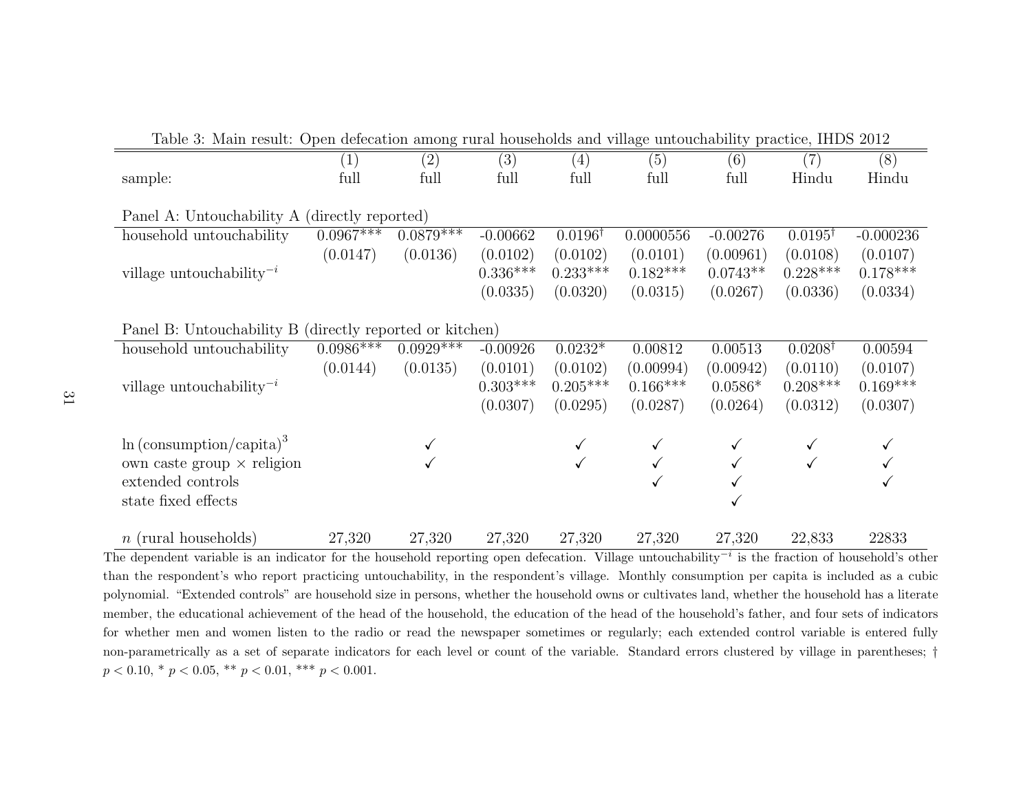Table 3: Main result: Open defecation among rural households and village untouchability practice, IHDS 2012

| | (1) | (2) | (3) | (4) | (5) | (6) | (7) | (8) |
|---|---|---|---|---|---|---|---|---|
| sample: | full | full | full | full | full | full | Hindu | Hindu |
| **Panel A: Untouchability A (directly reported)** | | | | | | | | |
| household untouchability | 0.0967*** | 0.0879*** | -0.00662 | 0.0196† | 0.0000556 | -0.00276 | 0.0195† | -0.000236 |
| | (0.0147) | (0.0136) | (0.0102) | (0.0102) | (0.0101) | (0.00961) | (0.0108) | (0.0107) |
| village untouchability$^{-i}$ | | | 0.336*** | 0.233*** | 0.182*** | 0.0743** | 0.228*** | 0.178*** |
| | | | (0.0335) | (0.0320) | (0.0315) | (0.0267) | (0.0336) | (0.0334) |
| **Panel B: Untouchability B (directly reported or kitchen)** | | | | | | | | |
| household untouchability | 0.0986*** | 0.0929*** | -0.00926 | 0.0232* | 0.00812 | 0.00513 | 0.0208† | 0.00594 |
| | (0.0144) | (0.0135) | (0.0101) | (0.0102) | (0.00994) | (0.00942) | (0.0110) | (0.0107) |
| village untouchability$^{-i}$ | | | 0.303*** | 0.205*** | 0.166*** | 0.0586* | 0.208*** | 0.169*** |
| | | | (0.0307) | (0.0295) | (0.0287) | (0.0264) | (0.0312) | (0.0307) |
| $\ln(\text{consumption/capita})^3$ | | ✓ | | ✓ | ✓ | ✓ | ✓ | ✓ |
| own caste group × religion | | ✓ | | ✓ | ✓ | ✓ | ✓ | ✓ |
| extended controls | | | | | ✓ | ✓ | | ✓ |
| state fixed effects | | | | | | ✓ | | |
| $n$ (rural households) | 27,320 | 27,320 | 27,320 | 27,320 | 27,320 | 27,320 | 22,833 | 22833 |

The dependent variable is an indicator for the household reporting open defecation. Village untouchability$^{-i}$ is the fraction of household's other than the respondent's who report practicing untouchability, in the respondent's village. Monthly consumption per capita is included as a cubic polynomial. "Extended controls" are household size in persons, whether the household owns or cultivates land, whether the household has a literate member, the educational achievement of the head of the household, the education of the head of the household's father, and four sets of indicators for whether men and women listen to the radio or read the newspaper sometimes or regularly; each extended control variable is entered fully non-parametrically as a set of separate indicators for each level or count of the variable. Standard errors clustered by village in parentheses; † $p < 0.10$, * $p < 0.05$, ** $p < 0.01$, *** $p < 0.001$.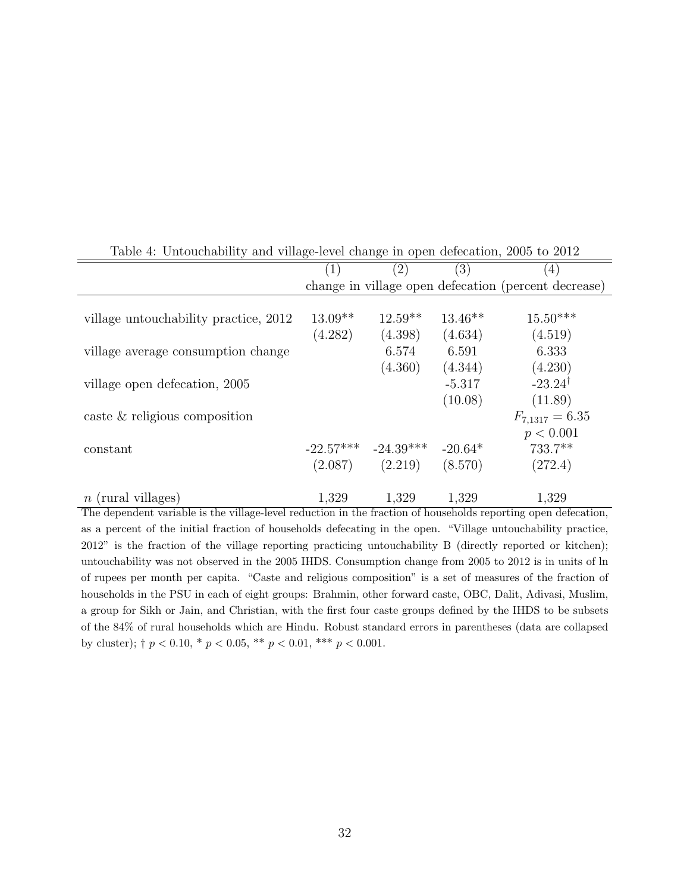Table 4: Untouchability and village-level change in open defecation, 2005 to 2012

| | (1) | (2) | (3) | (4) |
|---|---|---|---|---|
| | change in village open defecation (percent decrease) | | | |
| village untouchability practice, 2012 | 13.09** | 12.59** | 13.46** | 15.50*** |
| | (4.282) | (4.398) | (4.634) | (4.519) |
| village average consumption change | | 6.574 | 6.591 | 6.333 |
| | | (4.360) | (4.344) | (4.230) |
| village open defecation, 2005 | | | -5.317 | -23.24† |
| | | | (10.08) | (11.89) |
| caste & religious composition | | | | $F_{7,1317} = 6.35$ |
| | | | | $p < 0.001$ |
| constant | -22.57*** | -24.39*** | -20.64* | 733.7** |
| | (2.087) | (2.219) | (8.570) | (272.4) |
| $n$ (rural villages) | 1,329 | 1,329 | 1,329 | 1,329 |

The dependent variable is the village-level reduction in the fraction of households reporting open defecation, as a percent of the initial fraction of households defecating in the open. "Village untouchability practice, 2012" is the fraction of the village reporting practicing untouchability B (directly reported or kitchen); untouchability was not observed in the 2005 IHDS. Consumption change from 2005 to 2012 is in units of ln of rupees per month per capita. "Caste and religious composition" is a set of measures of the fraction of households in the PSU in each of eight groups: Brahmin, other forward caste, OBC, Dalit, Adivasi, Muslim, a group for Sikh or Jain, and Christian, with the first four caste groups defined by the IHDS to be subsets of the 84% of rural households which are Hindu. Robust standard errors in parentheses (data are collapsed by cluster); † $p < 0.10$, * $p < 0.05$, ** $p < 0.01$, *** $p < 0.001$.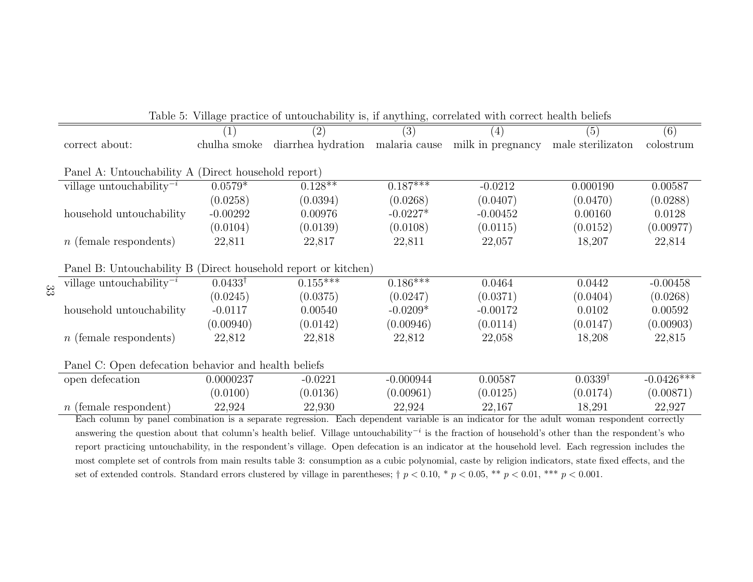Table 5: Village practice of untouchability is, if anything, correlated with correct health beliefs

| | (1) | (2) | (3) | (4) | (5) | (6) |
|---|---|---|---|---|---|---|
| correct about: | chulha smoke | diarrhea hydration | malaria cause | milk in pregnancy | male sterilizaton | colostrum |
| **Panel A: Untouchability A (Direct household report)** | | | | | | |
| village untouchability$^{-i}$ | 0.0579* | 0.128** | 0.187*** | -0.0212 | 0.000190 | 0.00587 |
| | (0.0258) | (0.0394) | (0.0268) | (0.0407) | (0.0470) | (0.0288) |
| household untouchability | -0.00292 | 0.00976 | -0.0227* | -0.00452 | 0.00160 | 0.0128 |
| | (0.0104) | (0.0139) | (0.0108) | (0.0115) | (0.0152) | (0.00977) |
| $n$ (female respondents) | 22,811 | 22,817 | 22,811 | 22,057 | 18,207 | 22,814 |
| **Panel B: Untouchability B (Direct household report or kitchen)** | | | | | | |
| village untouchability$^{-i}$ | 0.0433$^{\dagger}$ | 0.155*** | 0.186*** | 0.0464 | 0.0442 | -0.00458 |
| | (0.0245) | (0.0375) | (0.0247) | (0.0371) | (0.0404) | (0.0268) |
| household untouchability | -0.0117 | 0.00540 | -0.0209* | -0.00172 | 0.0102 | 0.00592 |
| | (0.00940) | (0.0142) | (0.00946) | (0.0114) | (0.0147) | (0.00903) |
| $n$ (female respondents) | 22,812 | 22,818 | 22,812 | 22,058 | 18,208 | 22,815 |
| **Panel C: Open defecation behavior and health beliefs** | | | | | | |
| open defecation | 0.0000237 | -0.0221 | -0.000944 | 0.00587 | 0.0339$^{\dagger}$ | -0.0426*** |
| | (0.0100) | (0.0136) | (0.00961) | (0.0125) | (0.0174) | (0.00871) |
| $n$ (female respondent) | 22,924 | 22,930 | 22,924 | 22,167 | 18,291 | 22,927 |

Each column by panel combination is a separate regression. Each dependent variable is an indicator for the adult woman respondent correctly answering the question about that column's health belief. Village untouchability$^{-i}$ is the fraction of household's other than the respondent's who report practicing untouchability, in the respondent's village. Open defecation is an indicator at the household level. Each regression includes the most complete set of controls from main results table 3: consumption as a cubic polynomial, caste by religion indicators, state fixed effects, and the set of extended controls. Standard errors clustered by village in parentheses; † $p < 0.10$, * $p < 0.05$, ** $p < 0.01$, *** $p < 0.001$.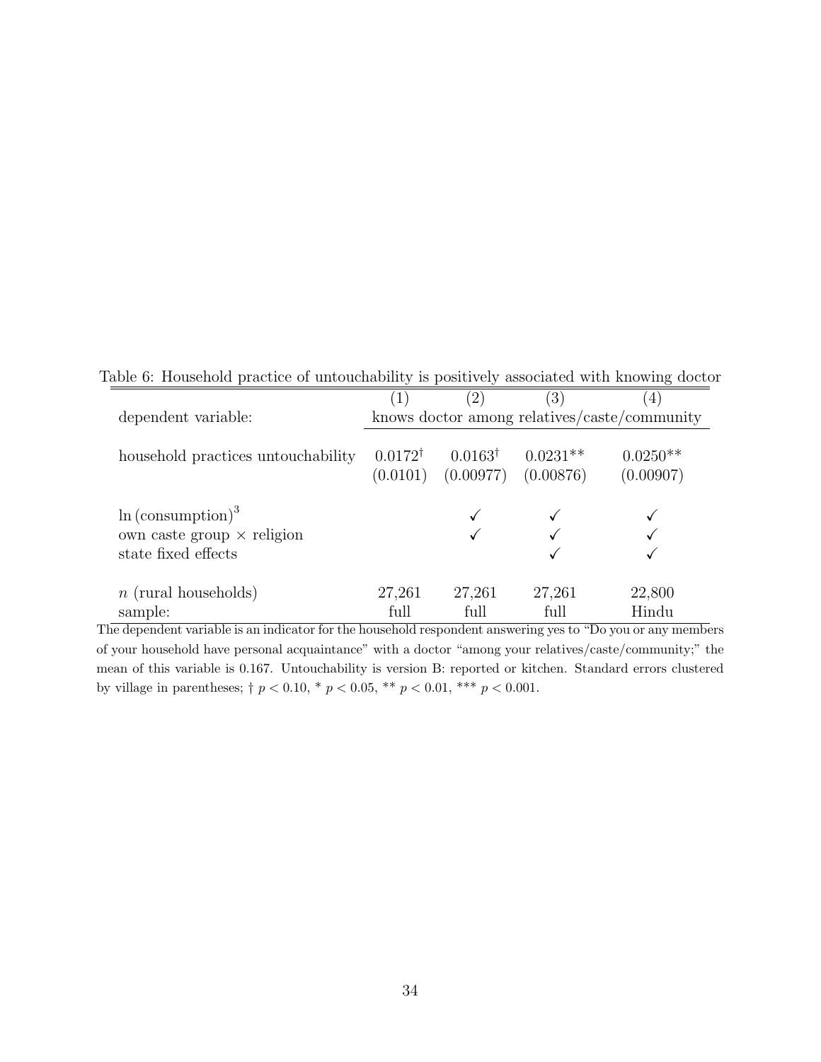Table 6: Household practice of untouchability is positively associated with knowing doctor

| | (1) | (2) | (3) | (4) |
|---|---|---|---|---|
| dependent variable: | knows doctor among relatives/caste/community | | | |
| household practices untouchability | $0.0172^{\dagger}$ | $0.0163^{\dagger}$ | $0.0231^{**}$ | $0.0250^{**}$ |
| | (0.0101) | (0.00977) | (0.00876) | (0.00907) |
| $\ln(\text{consumption})^3$ | | ✓ | ✓ | ✓ |
| own caste group × religion | | ✓ | ✓ | ✓ |
| state fixed effects | | | ✓ | ✓ |
| $n$ (rural households) | 27,261 | 27,261 | 27,261 | 22,800 |
| sample: | full | full | full | Hindu |

The dependent variable is an indicator for the household respondent answering yes to "Do you or any members of your household have personal acquaintance" with a doctor "among your relatives/caste/community;" the mean of this variable is 0.167. Untouchability is version B: reported or kitchen. Standard errors clustered by village in parentheses; † $p < 0.10$, * $p < 0.05$, ** $p < 0.01$, *** $p < 0.001$.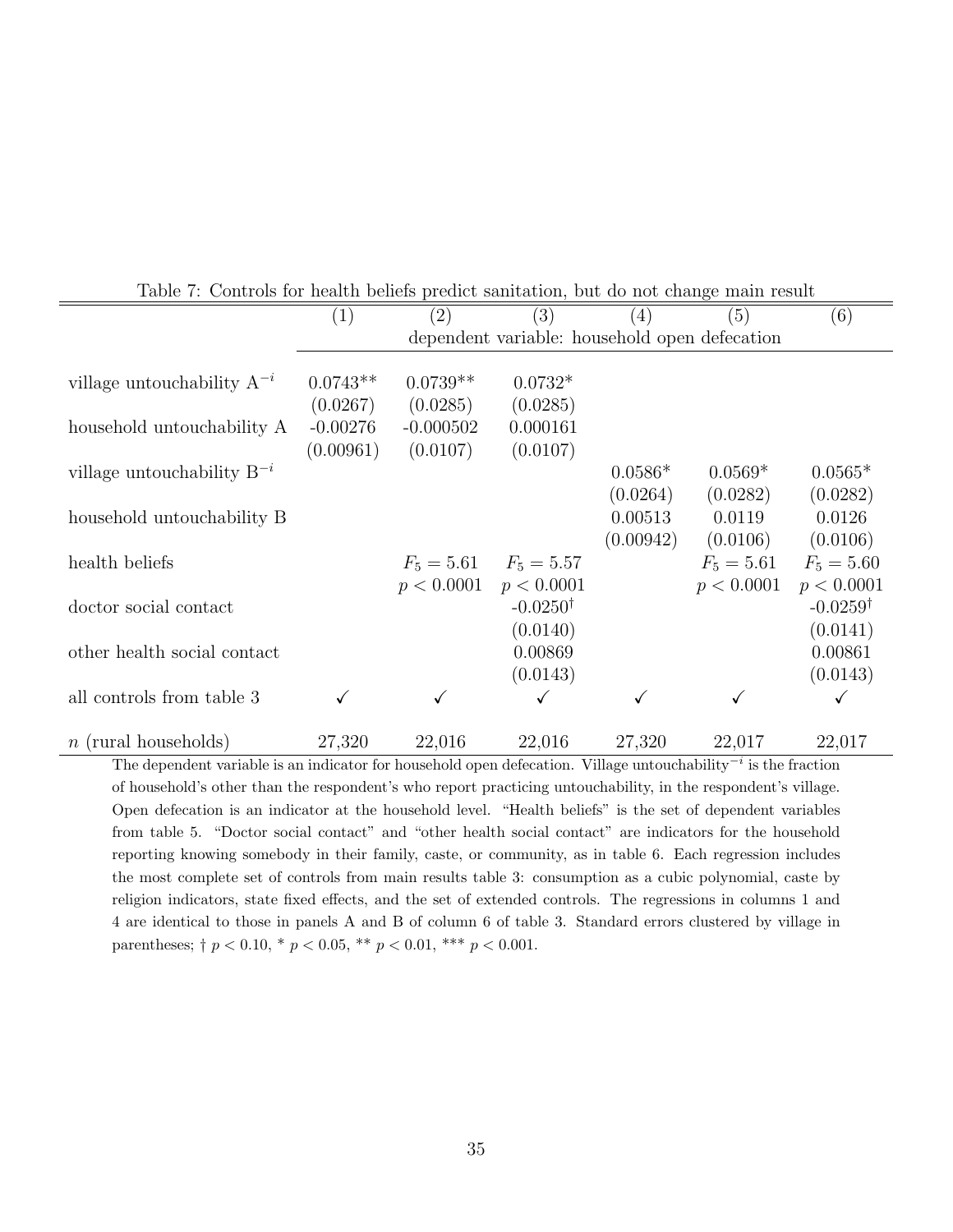Table 7: Controls for health beliefs predict sanitation, but do not change main result

| | (1) | (2) | (3) | (4) | (5) | (6) |
|---|---|---|---|---|---|---|
| | dependent variable: household open defecation | | | | | |
| village untouchability $A^{-i}$ | 0.0743** | 0.0739** | 0.0732* | | | |
| | (0.0267) | (0.0285) | (0.0285) | | | |
| household untouchability A | -0.00276 | -0.000502 | 0.000161 | | | |
| | (0.00961) | (0.0107) | (0.0107) | | | |
| village untouchability $B^{-i}$ | | | | 0.0586* | 0.0569* | 0.0565* |
| | | | | (0.0264) | (0.0282) | (0.0282) |
| household untouchability B | | | | 0.00513 | 0.0119 | 0.0126 |
| | | | | (0.00942) | (0.0106) | (0.0106) |
| health beliefs | | $F_5 = 5.61$ | $F_5 = 5.57$ | | $F_5 = 5.61$ | $F_5 = 5.60$ |
| | | $p < 0.0001$ | $p < 0.0001$ | | $p < 0.0001$ | $p < 0.0001$ |
| doctor social contact | | | -0.0250† | | | -0.0259† |
| | | | (0.0140) | | | (0.0141) |
| other health social contact | | | 0.00869 | | | 0.00861 |
| | | | (0.0143) | | | (0.0143) |
| all controls from table 3 | ✓ | ✓ | ✓ | ✓ | ✓ | ✓ |
| $n$ (rural households) | 27,320 | 22,016 | 22,016 | 27,320 | 22,017 | 22,017 |

The dependent variable is an indicator for household open defecation. Village untouchability$^{-i}$ is the fraction of household's other than the respondent's who report practicing untouchability, in the respondent's village. Open defecation is an indicator at the household level. "Health beliefs" is the set of dependent variables from table 5. "Doctor social contact" and "other health social contact" are indicators for the household reporting knowing somebody in their family, caste, or community, as in table 6. Each regression includes the most complete set of controls from main results table 3: consumption as a cubic polynomial, caste by religion indicators, state fixed effects, and the set of extended controls. The regressions in columns 1 and 4 are identical to those in panels A and B of column 6 of table 3. Standard errors clustered by village in parentheses; † $p < 0.10$, * $p < 0.05$, ** $p < 0.01$, *** $p < 0.001$.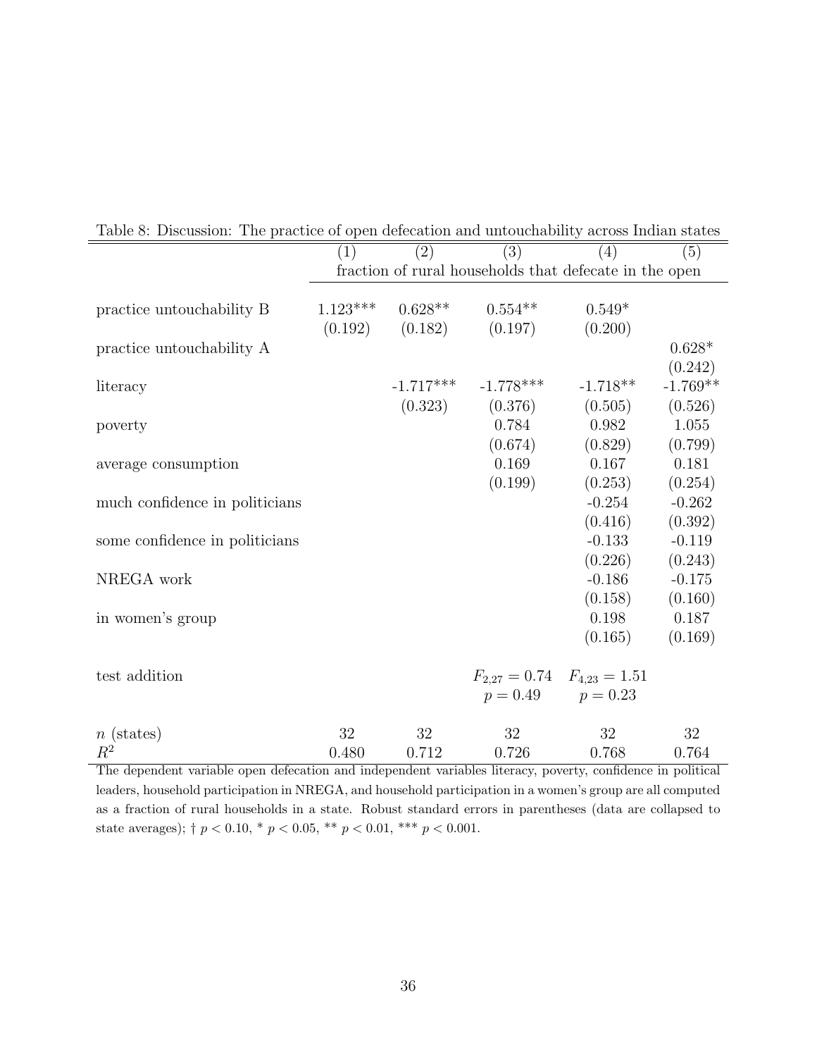Table 8: Discussion: The practice of open defecation and untouchability across Indian states

| | (1) | (2) | (3) | (4) | (5) |
|---|---|---|---|---|---|
| | fraction of rural households that defecate in the open | | | | |
| practice untouchability B | 1.123*** | 0.628** | 0.554** | 0.549* | |
| | (0.192) | (0.182) | (0.197) | (0.200) | |
| practice untouchability A | | | | | 0.628* |
| | | | | | (0.242) |
| literacy | | -1.717*** | -1.778*** | -1.718** | -1.769** |
| | | (0.323) | (0.376) | (0.505) | (0.526) |
| poverty | | | 0.784 | 0.982 | 1.055 |
| | | | (0.674) | (0.829) | (0.799) |
| average consumption | | | 0.169 | 0.167 | 0.181 |
| | | | (0.199) | (0.253) | (0.254) |
| much confidence in politicians | | | | -0.254 | -0.262 |
| | | | | (0.416) | (0.392) |
| some confidence in politicians | | | | -0.133 | -0.119 |
| | | | | (0.226) | (0.243) |
| NREGA work | | | | -0.186 | -0.175 |
| | | | | (0.158) | (0.160) |
| in women's group | | | | 0.198 | 0.187 |
| | | | | (0.165) | (0.169) |
| test addition | | | $F_{2,27} = 0.74$ | $F_{4,23} = 1.51$ | |
| | | | $p = 0.49$ | $p = 0.23$ | |
| $n$ (states) | 32 | 32 | 32 | 32 | 32 |
| $R^2$ | 0.480 | 0.712 | 0.726 | 0.768 | 0.764 |

The dependent variable open defecation and independent variables literacy, poverty, confidence in political leaders, household participation in NREGA, and household participation in a women's group are all computed as a fraction of rural households in a state. Robust standard errors in parentheses (data are collapsed to state averages); † $p < 0.10$, * $p < 0.05$, ** $p < 0.01$, *** $p < 0.001$.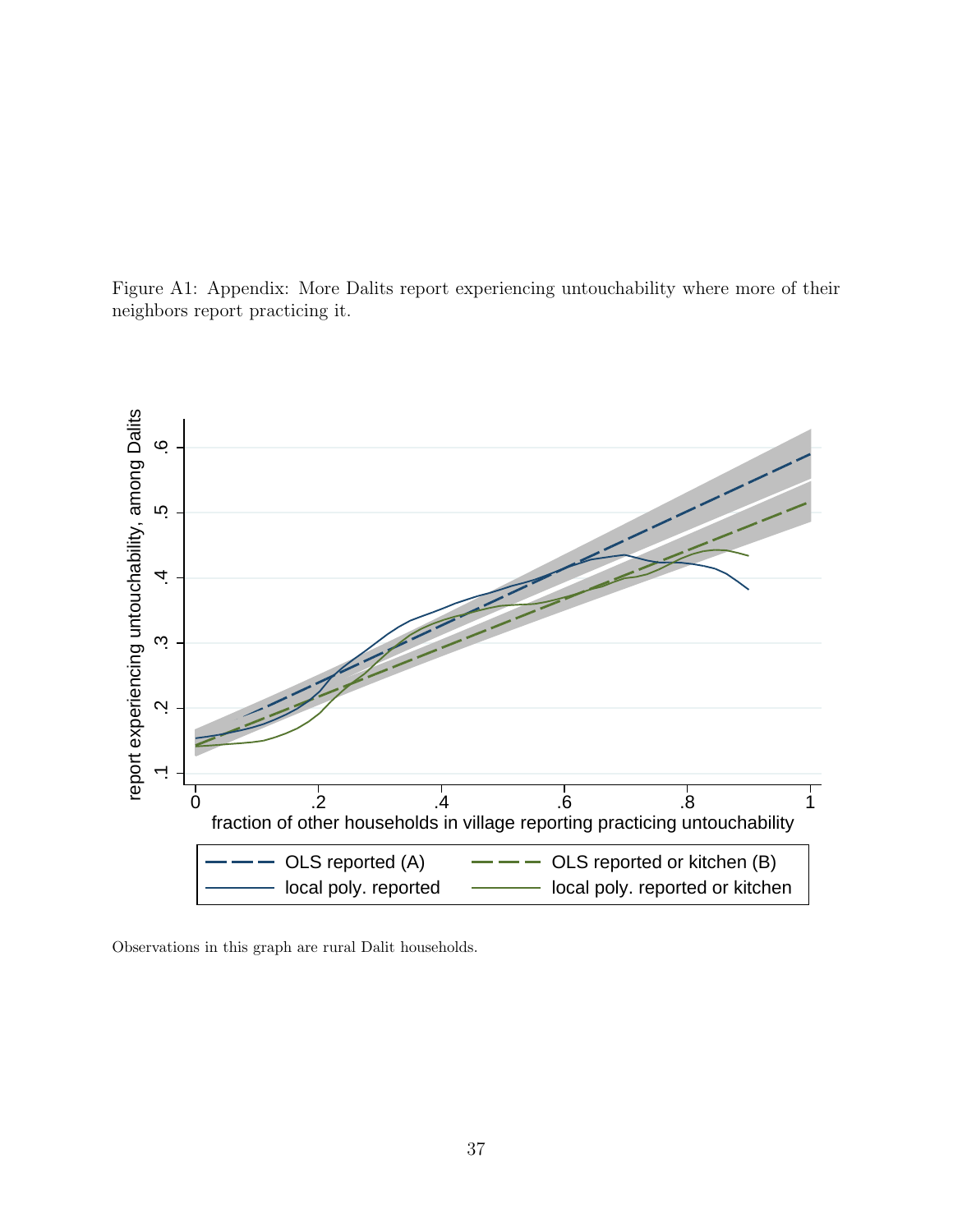Figure A1: Appendix: More Dalits report experiencing untouchability where more of their neighbors report practicing it.

report experiencing untouchability, among Dalits

.1
.2
.3
.4
.5
.6

0
.2
.4
.6
.8
1

fraction of other households in village reporting practicing untouchability

OLS reported (A)
OLS reported or kitchen (B)
local poly. reported
local poly. reported or kitchen

Observations in this graph are rural Dalit households.